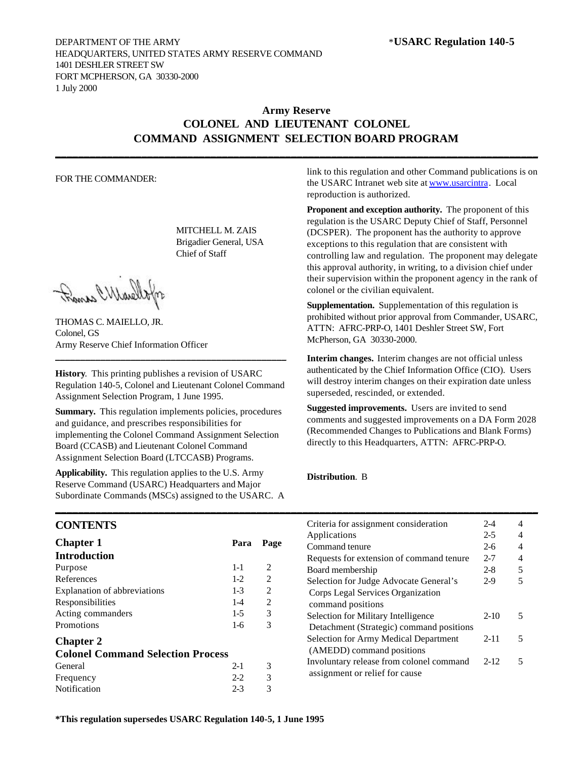DEPARTMENT OF THE ARMY
HEADQUARTERS, UNITED STATES ARMY RESERVE COMMAND
1401 DESHLER STREET SW
FORT MCPHERSON, GA 30330-2000
1 July 2000

**\*USARC Regulation 140-5**

# Army Reserve
# COLONEL AND LIEUTENANT COLONEL COMMAND ASSIGNMENT SELECTION BOARD PROGRAM

FOR THE COMMANDER:

MITCHELL M. ZAIS
Brigadier General, USA
Chief of Staff

THOMAS C. MAIELLO, JR.
Colonel, GS
Army Reserve Chief Information Officer

**History**. This printing publishes a revision of USARC Regulation 140-5, Colonel and Lieutenant Colonel Command Assignment Selection Program, 1 June 1995.

**Summary.** This regulation implements policies, procedures and guidance, and prescribes responsibilities for implementing the Colonel Command Assignment Selection Board (CCASB) and Lieutenant Colonel Command Assignment Selection Board (LTCCASB) Programs.

**Applicability.** This regulation applies to the U.S. Army Reserve Command (USARC) Headquarters and Major Subordinate Commands (MSCs) assigned to the USARC. A link to this regulation and other Command publications is on the USARC Intranet web site at www.usarcintra. Local reproduction is authorized.

**Proponent and exception authority.** The proponent of this regulation is the USARC Deputy Chief of Staff, Personnel (DCSPER). The proponent has the authority to approve exceptions to this regulation that are consistent with controlling law and regulation. The proponent may delegate this approval authority, in writing, to a division chief under their supervision within the proponent agency in the rank of colonel or the civilian equivalent.

**Supplementation.** Supplementation of this regulation is prohibited without prior approval from Commander, USARC, ATTN: AFRC-PRP-O, 1401 Deshler Street SW, Fort McPherson, GA 30330-2000.

**Interim changes.** Interim changes are not official unless authenticated by the Chief Information Office (CIO). Users will destroy interim changes on their expiration date unless superseded, rescinded, or extended.

**Suggested improvements.** Users are invited to send comments and suggested improvements on a DA Form 2028 (Recommended Changes to Publications and Blank Forms) directly to this Headquarters, ATTN: AFRC-PRP-O.

**Distribution**. B

## CONTENTS

| | Para | Page |
|---|---|---|
| **Chapter 1** | | |
| **Introduction** | | |
| Purpose | 1-1 | 2 |
| References | 1-2 | 2 |
| Explanation of abbreviations | 1-3 | 2 |
| Responsibilities | 1-4 | 2 |
| Acting commanders | 1-5 | 3 |
| Promotions | 1-6 | 3 |
| **Chapter 2** | | |
| **Colonel Command Selection Process** | | |
| General | 2-1 | 3 |
| Frequency | 2-2 | 3 |
| Notification | 2-3 | 3 |
| Criteria for assignment consideration | 2-4 | 4 |
| Applications | 2-5 | 4 |
| Command tenure | 2-6 | 4 |
| Requests for extension of command tenure | 2-7 | 4 |
| Board membership | 2-8 | 5 |
| Selection for Judge Advocate General's Corps Legal Services Organization command positions | 2-9 | 5 |
| Selection for Military Intelligence Detachment (Strategic) command positions | 2-10 | 5 |
| Selection for Army Medical Department (AMEDD) command positions | 2-11 | 5 |
| Involuntary release from colonel command assignment or relief for cause | 2-12 | 5 |

**\*This regulation supersedes USARC Regulation 140-5, 1 June 1995**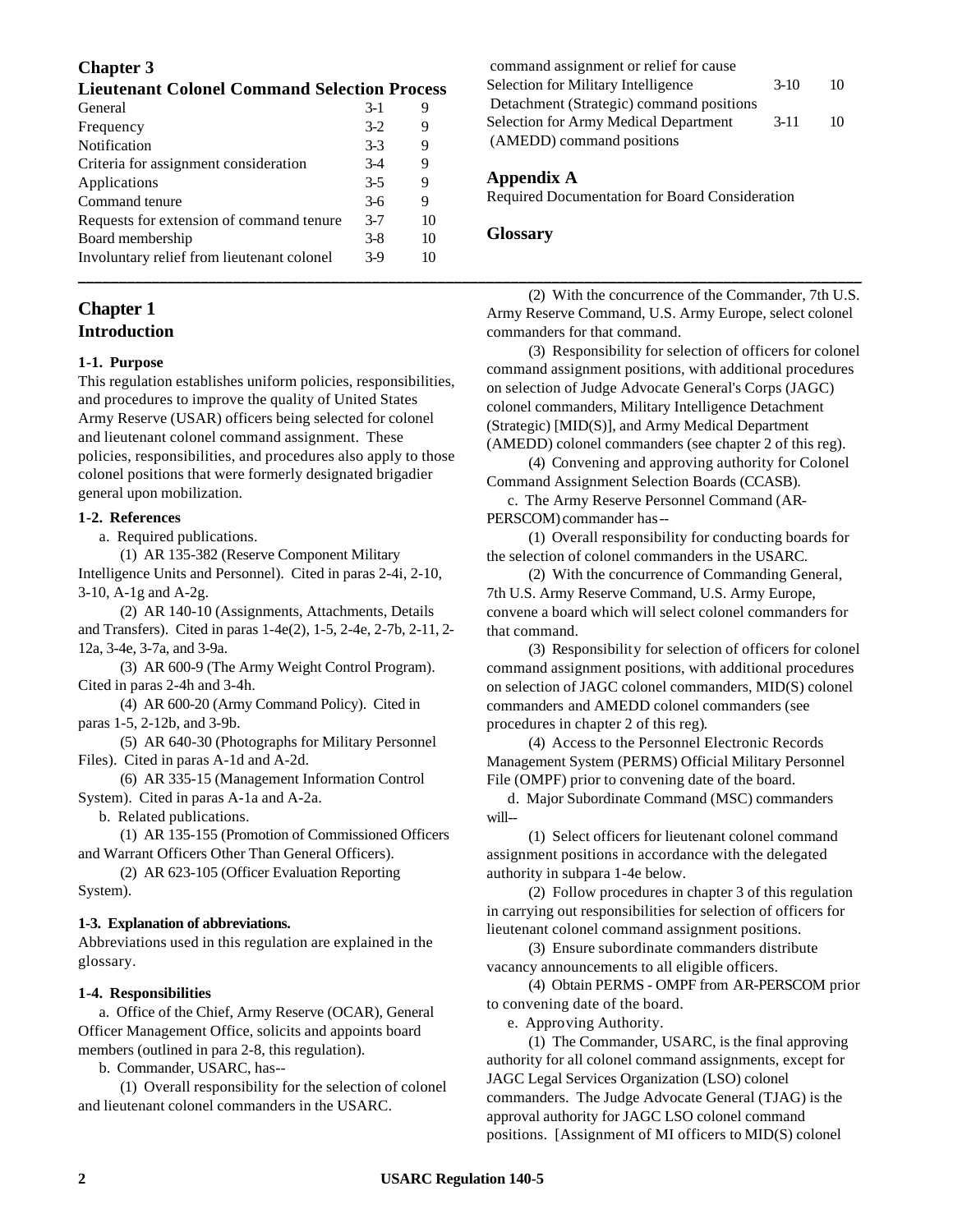## Chapter 3
## Lieutenant Colonel Command Selection Process

| | | |
|---|---|---|
| General | 3-1 | 9 |
| Frequency | 3-2 | 9 |
| Notification | 3-3 | 9 |
| Criteria for assignment consideration | 3-4 | 9 |
| Applications | 3-5 | 9 |
| Command tenure | 3-6 | 9 |
| Requests for extension of command tenure | 3-7 | 10 |
| Board membership | 3-8 | 10 |
| Involuntary relief from lieutenant colonel command assignment or relief for cause | 3-9 | 10 |
| Selection for Military Intelligence Detachment (Strategic) command positions | 3-10 | 10 |
| Selection for Army Medical Department (AMEDD) command positions | 3-11 | 10 |

## Appendix A
Required Documentation for Board Consideration

## Glossary

---

## Chapter 1
## Introduction

**1-1. Purpose**

This regulation establishes uniform policies, responsibilities, and procedures to improve the quality of United States Army Reserve (USAR) officers being selected for colonel and lieutenant colonel command assignment. These policies, responsibilities, and procedures also apply to those colonel positions that were formerly designated brigadier general upon mobilization.

**1-2. References**

a. Required publications.

(1) AR 135-382 (Reserve Component Military Intelligence Units and Personnel). Cited in paras 2-4i, 2-10, 3-10, A-1g and A-2g.

(2) AR 140-10 (Assignments, Attachments, Details and Transfers). Cited in paras 1-4e(2), 1-5, 2-4e, 2-7b, 2-11, 2-12a, 3-4e, 3-7a, and 3-9a.

(3) AR 600-9 (The Army Weight Control Program). Cited in paras 2-4h and 3-4h.

(4) AR 600-20 (Army Command Policy). Cited in paras 1-5, 2-12b, and 3-9b.

(5) AR 640-30 (Photographs for Military Personnel Files). Cited in paras A-1d and A-2d.

(6) AR 335-15 (Management Information Control System). Cited in paras A-1a and A-2a.

b. Related publications.

(1) AR 135-155 (Promotion of Commissioned Officers and Warrant Officers Other Than General Officers).

(2) AR 623-105 (Officer Evaluation Reporting System).

**1-3. Explanation of abbreviations.**

Abbreviations used in this regulation are explained in the glossary.

**1-4. Responsibilities**

a. Office of the Chief, Army Reserve (OCAR), General Officer Management Office, solicits and appoints board members (outlined in para 2-8, this regulation).

b. Commander, USARC, has--

(1) Overall responsibility for the selection of colonel and lieutenant colonel commanders in the USARC.

(2) With the concurrence of the Commander, 7th U.S. Army Reserve Command, U.S. Army Europe, select colonel commanders for that command.

(3) Responsibility for selection of officers for colonel command assignment positions, with additional procedures on selection of Judge Advocate General's Corps (JAGC) colonel commanders, Military Intelligence Detachment (Strategic) [MID(S)], and Army Medical Department (AMEDD) colonel commanders (see chapter 2 of this reg).

(4) Convening and approving authority for Colonel Command Assignment Selection Boards (CCASB).

c. The Army Reserve Personnel Command (AR-PERSCOM) commander has--

(1) Overall responsibility for conducting boards for the selection of colonel commanders in the USARC.

(2) With the concurrence of Commanding General, 7th U.S. Army Reserve Command, U.S. Army Europe, convene a board which will select colonel commanders for that command.

(3) Responsibility for selection of officers for colonel command assignment positions, with additional procedures on selection of JAGC colonel commanders, MID(S) colonel commanders and AMEDD colonel commanders (see procedures in chapter 2 of this reg).

(4) Access to the Personnel Electronic Records Management System (PERMS) Official Military Personnel File (OMPF) prior to convening date of the board.

d. Major Subordinate Command (MSC) commanders will--

(1) Select officers for lieutenant colonel command assignment positions in accordance with the delegated authority in subpara 1-4e below.

(2) Follow procedures in chapter 3 of this regulation in carrying out responsibilities for selection of officers for lieutenant colonel command assignment positions.

(3) Ensure subordinate commanders distribute vacancy announcements to all eligible officers.

(4) Obtain PERMS - OMPF from AR-PERSCOM prior to convening date of the board.

e. Approving Authority.

(1) The Commander, USARC, is the final approving authority for all colonel command assignments, except for JAGC Legal Services Organization (LSO) colonel commanders. The Judge Advocate General (TJAG) is the approval authority for JAGC LSO colonel command positions. [Assignment of MI officers to MID(S) colonel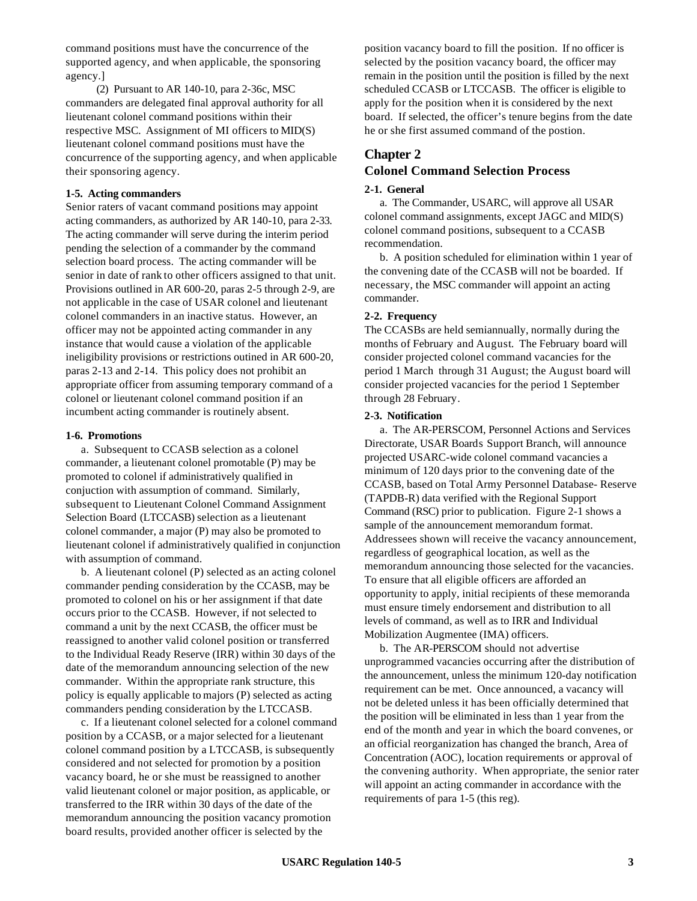command positions must have the concurrence of the supported agency, and when applicable, the sponsoring agency.]

(2) Pursuant to AR 140-10, para 2-36c, MSC commanders are delegated final approval authority for all lieutenant colonel command positions within their respective MSC. Assignment of MI officers to MID(S) lieutenant colonel command positions must have the concurrence of the supporting agency, and when applicable their sponsoring agency.

**1-5. Acting commanders**

Senior raters of vacant command positions may appoint acting commanders, as authorized by AR 140-10, para 2-33. The acting commander will serve during the interim period pending the selection of a commander by the command selection board process. The acting commander will be senior in date of rank to other officers assigned to that unit. Provisions outlined in AR 600-20, paras 2-5 through 2-9, are not applicable in the case of USAR colonel and lieutenant colonel commanders in an inactive status. However, an officer may not be appointed acting commander in any instance that would cause a violation of the applicable ineligibility provisions or restrictions outined in AR 600-20, paras 2-13 and 2-14. This policy does not prohibit an appropriate officer from assuming temporary command of a colonel or lieutenant colonel command position if an incumbent acting commander is routinely absent.

**1-6. Promotions**

a. Subsequent to CCASB selection as a colonel commander, a lieutenant colonel promotable (P) may be promoted to colonel if administratively qualified in conjuction with assumption of command. Similarly, subsequent to Lieutenant Colonel Command Assignment Selection Board (LTCCASB) selection as a lieutenant colonel commander, a major (P) may also be promoted to lieutenant colonel if administratively qualified in conjunction with assumption of command.

b. A lieutenant colonel (P) selected as an acting colonel commander pending consideration by the CCASB, may be promoted to colonel on his or her assignment if that date occurs prior to the CCASB. However, if not selected to command a unit by the next CCASB, the officer must be reassigned to another valid colonel position or transferred to the Individual Ready Reserve (IRR) within 30 days of the date of the memorandum announcing selection of the new commander. Within the appropriate rank structure, this policy is equally applicable to majors (P) selected as acting commanders pending consideration by the LTCCASB.

c. If a lieutenant colonel selected for a colonel command position by a CCASB, or a major selected for a lieutenant colonel command position by a LTCCASB, is subsequently considered and not selected for promotion by a position vacancy board, he or she must be reassigned to another valid lieutenant colonel or major position, as applicable, or transferred to the IRR within 30 days of the date of the memorandum announcing the position vacancy promotion board results, provided another officer is selected by the position vacancy board to fill the position. If no officer is selected by the position vacancy board, the officer may remain in the position until the position is filled by the next scheduled CCASB or LTCCASB. The officer is eligible to apply for the position when it is considered by the next board. If selected, the officer's tenure begins from the date he or she first assumed command of the postion.

## Chapter 2
## Colonel Command Selection Process

**2-1. General**

a. The Commander, USARC, will approve all USAR colonel command assignments, except JAGC and MID(S) colonel command positions, subsequent to a CCASB recommendation.

b. A position scheduled for elimination within 1 year of the convening date of the CCASB will not be boarded. If necessary, the MSC commander will appoint an acting commander.

**2-2. Frequency**

The CCASBs are held semiannually, normally during the months of February and August. The February board will consider projected colonel command vacancies for the period 1 March through 31 August; the August board will consider projected vacancies for the period 1 September through 28 February.

**2-3. Notification**

a. The AR-PERSCOM, Personnel Actions and Services Directorate, USAR Boards Support Branch, will announce projected USARC-wide colonel command vacancies a minimum of 120 days prior to the convening date of the CCASB, based on Total Army Personnel Database- Reserve (TAPDB-R) data verified with the Regional Support Command (RSC) prior to publication. Figure 2-1 shows a sample of the announcement memorandum format. Addressees shown will receive the vacancy announcement, regardless of geographical location, as well as the memorandum announcing those selected for the vacancies. To ensure that all eligible officers are afforded an opportunity to apply, initial recipients of these memoranda must ensure timely endorsement and distribution to all levels of command, as well as to IRR and Individual Mobilization Augmentee (IMA) officers.

b. The AR-PERSCOM should not advertise unprogrammed vacancies occurring after the distribution of the announcement, unless the minimum 120-day notification requirement can be met. Once announced, a vacancy will not be deleted unless it has been officially determined that the position will be eliminated in less than 1 year from the end of the month and year in which the board convenes, or an official reorganization has changed the branch, Area of Concentration (AOC), location requirements or approval of the convening authority. When appropriate, the senior rater will appoint an acting commander in accordance with the requirements of para 1-5 (this reg).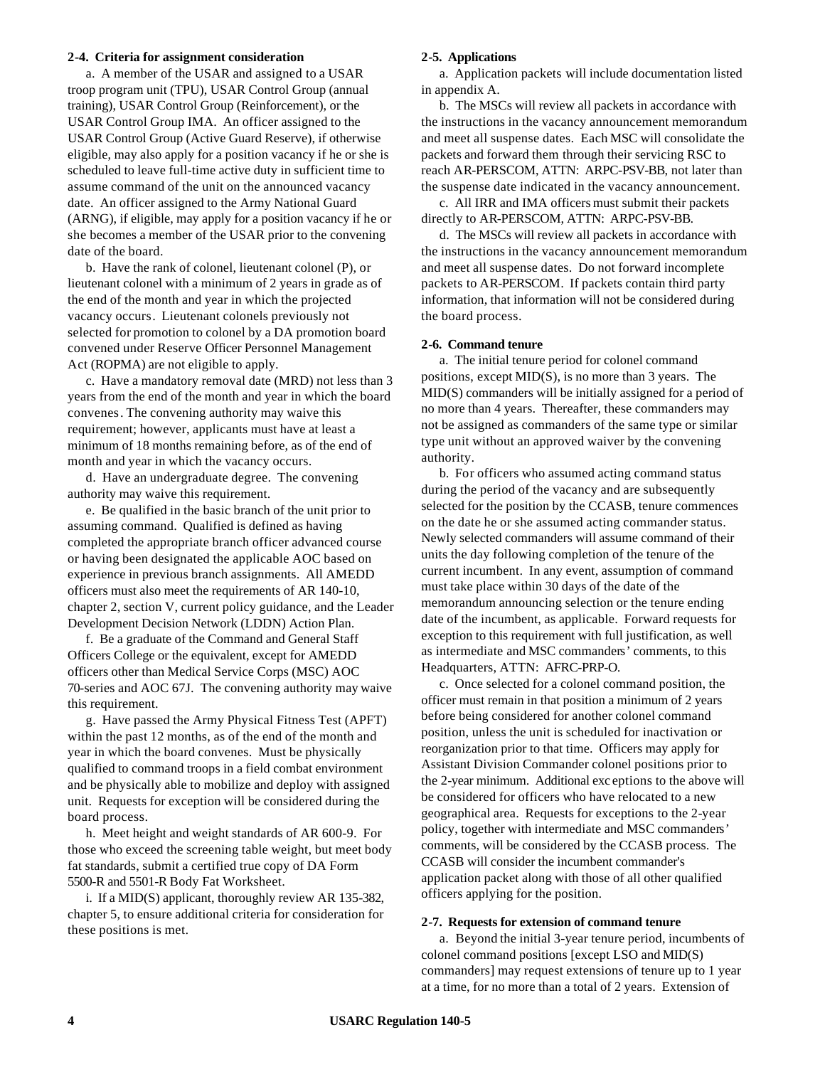**2-4. Criteria for assignment consideration**

a. A member of the USAR and assigned to a USAR troop program unit (TPU), USAR Control Group (annual training), USAR Control Group (Reinforcement), or the USAR Control Group IMA. An officer assigned to the USAR Control Group (Active Guard Reserve), if otherwise eligible, may also apply for a position vacancy if he or she is scheduled to leave full-time active duty in sufficient time to assume command of the unit on the announced vacancy date. An officer assigned to the Army National Guard (ARNG), if eligible, may apply for a position vacancy if he or she becomes a member of the USAR prior to the convening date of the board.

b. Have the rank of colonel, lieutenant colonel (P), or lieutenant colonel with a minimum of 2 years in grade as of the end of the month and year in which the projected vacancy occurs. Lieutenant colonels previously not selected for promotion to colonel by a DA promotion board convened under Reserve Officer Personnel Management Act (ROPMA) are not eligible to apply.

c. Have a mandatory removal date (MRD) not less than 3 years from the end of the month and year in which the board convenes. The convening authority may waive this requirement; however, applicants must have at least a minimum of 18 months remaining before, as of the end of month and year in which the vacancy occurs.

d. Have an undergraduate degree. The convening authority may waive this requirement.

e. Be qualified in the basic branch of the unit prior to assuming command. Qualified is defined as having completed the appropriate branch officer advanced course or having been designated the applicable AOC based on experience in previous branch assignments. All AMEDD officers must also meet the requirements of AR 140-10, chapter 2, section V, current policy guidance, and the Leader Development Decision Network (LDDN) Action Plan.

f. Be a graduate of the Command and General Staff Officers College or the equivalent, except for AMEDD officers other than Medical Service Corps (MSC) AOC 70-series and AOC 67J. The convening authority may waive this requirement.

g. Have passed the Army Physical Fitness Test (APFT) within the past 12 months, as of the end of the month and year in which the board convenes. Must be physically qualified to command troops in a field combat environment and be physically able to mobilize and deploy with assigned unit. Requests for exception will be considered during the board process.

h. Meet height and weight standards of AR 600-9. For those who exceed the screening table weight, but meet body fat standards, submit a certified true copy of DA Form 5500-R and 5501-R Body Fat Worksheet.

i. If a MID(S) applicant, thoroughly review AR 135-382, chapter 5, to ensure additional criteria for consideration for these positions is met.

**2-5. Applications**

a. Application packets will include documentation listed in appendix A.

b. The MSCs will review all packets in accordance with the instructions in the vacancy announcement memorandum and meet all suspense dates. Each MSC will consolidate the packets and forward them through their servicing RSC to reach AR-PERSCOM, ATTN: ARPC-PSV-BB, not later than the suspense date indicated in the vacancy announcement.

c. All IRR and IMA officers must submit their packets directly to AR-PERSCOM, ATTN: ARPC-PSV-BB.

d. The MSCs will review all packets in accordance with the instructions in the vacancy announcement memorandum and meet all suspense dates. Do not forward incomplete packets to AR-PERSCOM. If packets contain third party information, that information will not be considered during the board process.

**2-6. Command tenure**

a. The initial tenure period for colonel command positions, except MID(S), is no more than 3 years. The MID(S) commanders will be initially assigned for a period of no more than 4 years. Thereafter, these commanders may not be assigned as commanders of the same type or similar type unit without an approved waiver by the convening authority.

b. For officers who assumed acting command status during the period of the vacancy and are subsequently selected for the position by the CCASB, tenure commences on the date he or she assumed acting commander status. Newly selected commanders will assume command of their units the day following completion of the tenure of the current incumbent. In any event, assumption of command must take place within 30 days of the date of the memorandum announcing selection or the tenure ending date of the incumbent, as applicable. Forward requests for exception to this requirement with full justification, as well as intermediate and MSC commanders' comments, to this Headquarters, ATTN: AFRC-PRP-O.

c. Once selected for a colonel command position, the officer must remain in that position a minimum of 2 years before being considered for another colonel command position, unless the unit is scheduled for inactivation or reorganization prior to that time. Officers may apply for Assistant Division Commander colonel positions prior to the 2-year minimum. Additional exceptions to the above will be considered for officers who have relocated to a new geographical area. Requests for exceptions to the 2-year policy, together with intermediate and MSC commanders' comments, will be considered by the CCASB process. The CCASB will consider the incumbent commander's application packet along with those of all other qualified officers applying for the position.

**2-7. Requests for extension of command tenure**

a. Beyond the initial 3-year tenure period, incumbents of colonel command positions [except LSO and MID(S) commanders] may request extensions of tenure up to 1 year at a time, for no more than a total of 2 years. Extension of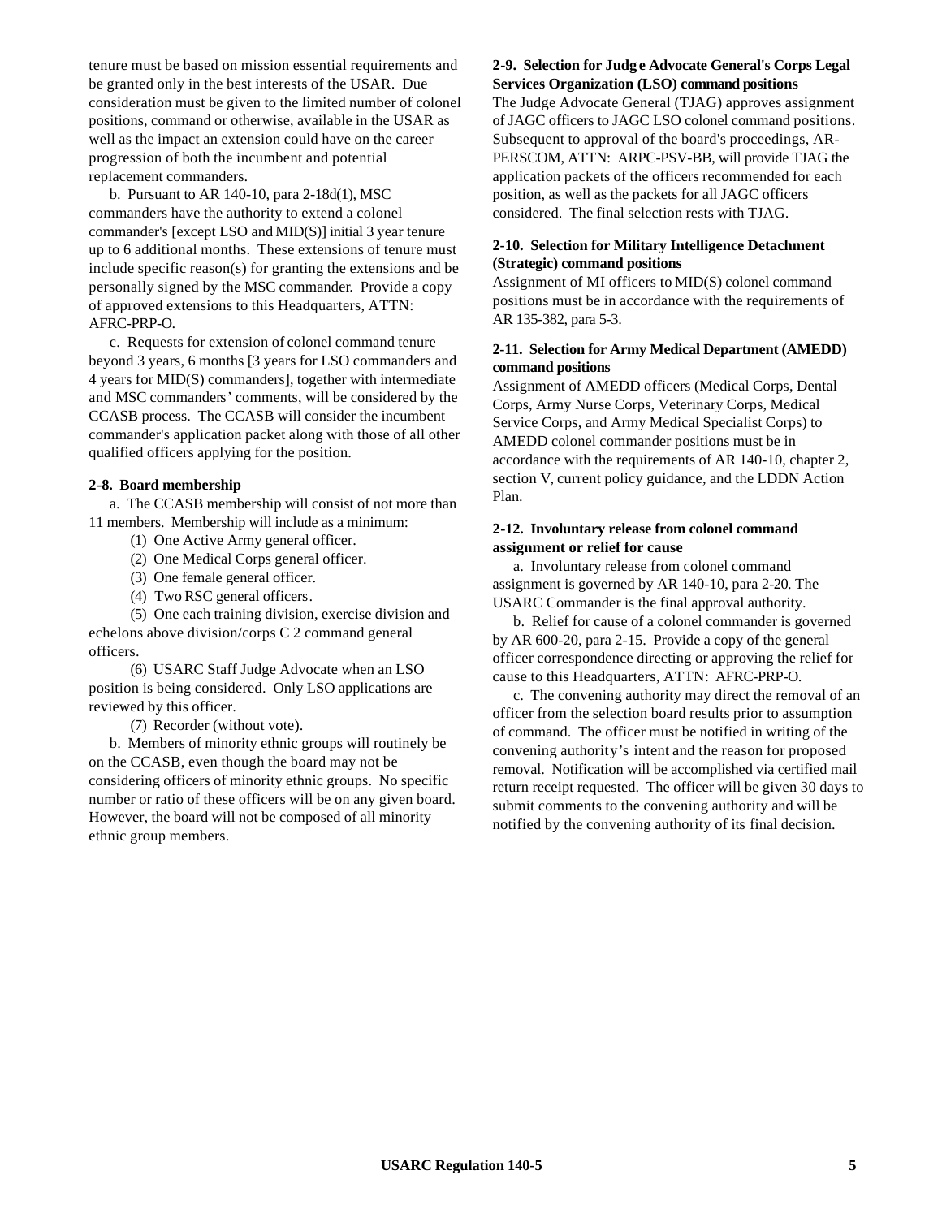tenure must be based on mission essential requirements and be granted only in the best interests of the USAR. Due consideration must be given to the limited number of colonel positions, command or otherwise, available in the USAR as well as the impact an extension could have on the career progression of both the incumbent and potential replacement commanders.

b. Pursuant to AR 140-10, para 2-18d(1), MSC commanders have the authority to extend a colonel commander's [except LSO and MID(S)] initial 3 year tenure up to 6 additional months. These extensions of tenure must include specific reason(s) for granting the extensions and be personally signed by the MSC commander. Provide a copy of approved extensions to this Headquarters, ATTN: AFRC-PRP-O.

c. Requests for extension of colonel command tenure beyond 3 years, 6 months [3 years for LSO commanders and 4 years for MID(S) commanders], together with intermediate and MSC commanders' comments, will be considered by the CCASB process. The CCASB will consider the incumbent commander's application packet along with those of all other qualified officers applying for the position.

**2-8. Board membership**

a. The CCASB membership will consist of not more than 11 members. Membership will include as a minimum:

(1) One Active Army general officer.

(2) One Medical Corps general officer.

(3) One female general officer.

(4) Two RSC general officers.

(5) One each training division, exercise division and echelons above division/corps C 2 command general officers.

(6) USARC Staff Judge Advocate when an LSO position is being considered. Only LSO applications are reviewed by this officer.

(7) Recorder (without vote).

b. Members of minority ethnic groups will routinely be on the CCASB, even though the board may not be considering officers of minority ethnic groups. No specific number or ratio of these officers will be on any given board. However, the board will not be composed of all minority ethnic group members.

**2-9. Selection for Judge Advocate General's Corps Legal Services Organization (LSO) command positions**

The Judge Advocate General (TJAG) approves assignment of JAGC officers to JAGC LSO colonel command positions. Subsequent to approval of the board's proceedings, AR-PERSCOM, ATTN: ARPC-PSV-BB, will provide TJAG the application packets of the officers recommended for each position, as well as the packets for all JAGC officers considered. The final selection rests with TJAG.

**2-10. Selection for Military Intelligence Detachment (Strategic) command positions**

Assignment of MI officers to MID(S) colonel command positions must be in accordance with the requirements of AR 135-382, para 5-3.

**2-11. Selection for Army Medical Department (AMEDD) command positions**

Assignment of AMEDD officers (Medical Corps, Dental Corps, Army Nurse Corps, Veterinary Corps, Medical Service Corps, and Army Medical Specialist Corps) to AMEDD colonel commander positions must be in accordance with the requirements of AR 140-10, chapter 2, section V, current policy guidance, and the LDDN Action Plan.

**2-12. Involuntary release from colonel command assignment or relief for cause**

a. Involuntary release from colonel command assignment is governed by AR 140-10, para 2-20. The USARC Commander is the final approval authority.

b. Relief for cause of a colonel commander is governed by AR 600-20, para 2-15. Provide a copy of the general officer correspondence directing or approving the relief for cause to this Headquarters, ATTN: AFRC-PRP-O.

c. The convening authority may direct the removal of an officer from the selection board results prior to assumption of command. The officer must be notified in writing of the convening authority's intent and the reason for proposed removal. Notification will be accomplished via certified mail return receipt requested. The officer will be given 30 days to submit comments to the convening authority and will be notified by the convening authority of its final decision.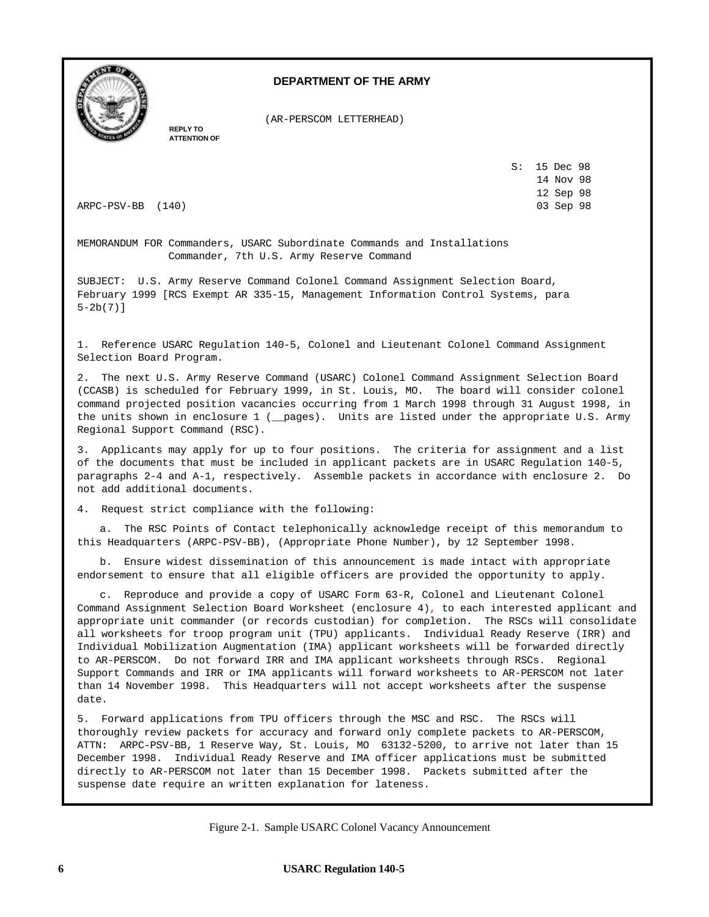**DEPARTMENT OF THE ARMY**

(AR-PERSCOM LETTERHEAD)

REPLY TO
ATTENTION OF

S: 15 Dec 98
14 Nov 98
12 Sep 98
03 Sep 98

ARPC-PSV-BB (140)

MEMORANDUM FOR Commanders, USARC Subordinate Commands and Installations
Commander, 7th U.S. Army Reserve Command

SUBJECT: U.S. Army Reserve Command Colonel Command Assignment Selection Board, February 1999 [RCS Exempt AR 335-15, Management Information Control Systems, para 5-2b(7)]

1. Reference USARC Regulation 140-5, Colonel and Lieutenant Colonel Command Assignment Selection Board Program.

2. The next U.S. Army Reserve Command (USARC) Colonel Command Assignment Selection Board (CCASB) is scheduled for February 1999, in St. Louis, MO. The board will consider colonel command projected position vacancies occurring from 1 March 1998 through 31 August 1998, in the units shown in enclosure 1 (__pages). Units are listed under the appropriate U.S. Army Regional Support Command (RSC).

3. Applicants may apply for up to four positions. The criteria for assignment and a list of the documents that must be included in applicant packets are in USARC Regulation 140-5, paragraphs 2-4 and A-1, respectively. Assemble packets in accordance with enclosure 2. Do not add additional documents.

4. Request strict compliance with the following:

a. The RSC Points of Contact telephonically acknowledge receipt of this memorandum to this Headquarters (ARPC-PSV-BB), (Appropriate Phone Number), by 12 September 1998.

b. Ensure widest dissemination of this announcement is made intact with appropriate endorsement to ensure that all eligible officers are provided the opportunity to apply.

c. Reproduce and provide a copy of USARC Form 63-R, Colonel and Lieutenant Colonel Command Assignment Selection Board Worksheet (enclosure 4), to each interested applicant and appropriate unit commander (or records custodian) for completion. The RSCs will consolidate all worksheets for troop program unit (TPU) applicants. Individual Ready Reserve (IRR) and Individual Mobilization Augmentation (IMA) applicant worksheets will be forwarded directly to AR-PERSCOM. Do not forward IRR and IMA applicant worksheets through RSCs. Regional Support Commands and IRR or IMA applicants will forward worksheets to AR-PERSCOM not later than 14 November 1998. This Headquarters will not accept worksheets after the suspense date.

5. Forward applications from TPU officers through the MSC and RSC. The RSCs will thoroughly review packets for accuracy and forward only complete packets to AR-PERSCOM, ATTN: ARPC-PSV-BB, 1 Reserve Way, St. Louis, MO 63132-5200, to arrive not later than 15 December 1998. Individual Ready Reserve and IMA officer applications must be submitted directly to AR-PERSCOM not later than 15 December 1998. Packets submitted after the suspense date require an written explanation for lateness.

Figure 2-1. Sample USARC Colonel Vacancy Announcement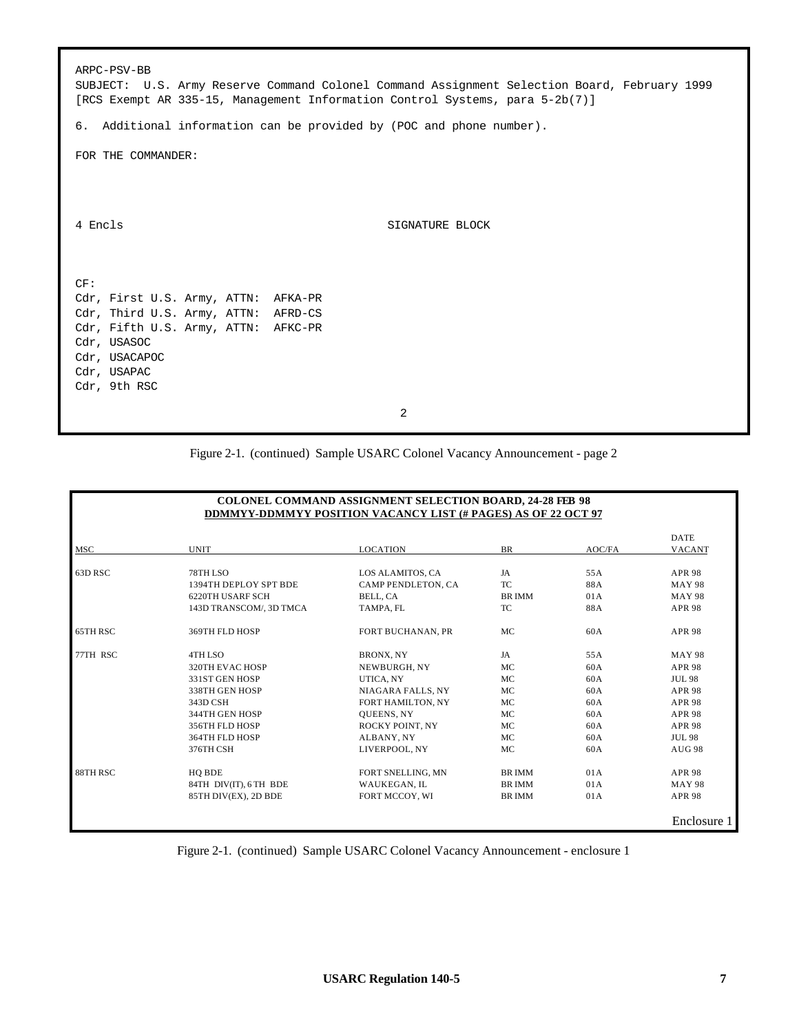```
ARPC-PSV-BB
SUBJECT:  U.S. Army Reserve Command Colonel Command Assignment Selection Board, February 1999
[RCS Exempt AR 335-15, Management Information Control Systems, para 5-2b(7)]

6.  Additional information can be provided by (POC and phone number).

FOR THE COMMANDER:



4 Encls                                      SIGNATURE BLOCK



CF:
Cdr, First U.S. Army, ATTN:  AFKA-PR
Cdr, Third U.S. Army, ATTN:  AFRD-CS
Cdr, Fifth U.S. Army, ATTN:  AFKC-PR
Cdr, USASOC
Cdr, USACAPOC
Cdr, USAPAC
Cdr, 9th RSC

                                    2
```

Figure 2-1. (continued) Sample USARC Colonel Vacancy Announcement - page 2

**COLONEL COMMAND ASSIGNMENT SELECTION BOARD, 24-28 FEB 98**
**DDMMYY-DDMMYY POSITION VACANCY LIST (# PAGES) AS OF 22 OCT 97**

| MSC | UNIT | LOCATION | BR | AOC/FA | DATE VACANT |
|---|---|---|---|---|---|
| 63D RSC | 78TH LSO | LOS ALAMITOS, CA | JA | 55A | APR 98 |
| | 1394TH DEPLOY SPT BDE | CAMP PENDLETON, CA | TC | 88A | MAY 98 |
| | 6220TH USARF SCH | BELL, CA | BR IMM | 01A | MAY 98 |
| | 143D TRANSCOM/, 3D TMCA | TAMPA, FL | TC | 88A | APR 98 |
| 65TH RSC | 369TH FLD HOSP | FORT BUCHANAN, PR | MC | 60A | APR 98 |
| 77TH RSC | 4TH LSO | BRONX, NY | JA | 55A | MAY 98 |
| | 320TH EVAC HOSP | NEWBURGH, NY | MC | 60A | APR 98 |
| | 331ST GEN HOSP | UTICA, NY | MC | 60A | JUL 98 |
| | 338TH GEN HOSP | NIAGARA FALLS, NY | MC | 60A | APR 98 |
| | 343D CSH | FORT HAMILTON, NY | MC | 60A | APR 98 |
| | 344TH GEN HOSP | QUEENS, NY | MC | 60A | APR 98 |
| | 356TH FLD HOSP | ROCKY POINT, NY | MC | 60A | APR 98 |
| | 364TH FLD HOSP | ALBANY, NY | MC | 60A | JUL 98 |
| | 376TH CSH | LIVERPOOL, NY | MC | 60A | AUG 98 |
| 88TH RSC | HQ BDE | FORT SNELLING, MN | BR IMM | 01A | APR 98 |
| | 84TH DIV(IT), 6 TH BDE | WAUKEGAN, IL | BR IMM | 01A | MAY 98 |
| | 85TH DIV(EX), 2D BDE | FORT MCCOY, WI | BR IMM | 01A | APR 98 |

Enclosure 1

Figure 2-1. (continued) Sample USARC Colonel Vacancy Announcement - enclosure 1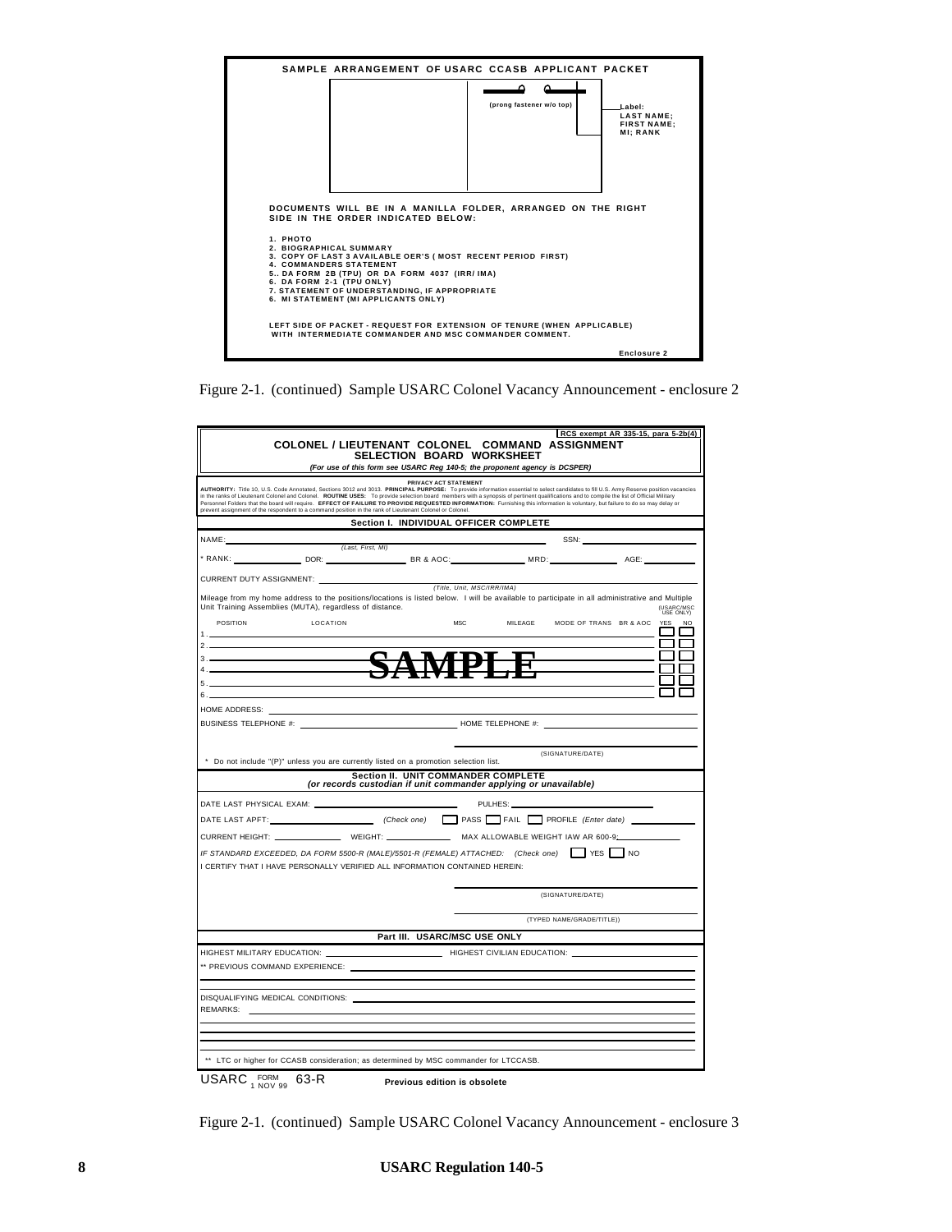**SAMPLE ARRANGEMENT OF USARC CCASB APPLICANT PACKET**

(prong fastener w/o top)

Label:
LAST NAME;
FIRST NAME;
MI; RANK

**DOCUMENTS WILL BE IN A MANILLA FOLDER, ARRANGED ON THE RIGHT SIDE IN THE ORDER INDICATED BELOW:**

1. PHOTO
2. BIOGRAPHICAL SUMMARY
3. COPY OF LAST 3 AVAILABLE OER'S ( MOST RECENT PERIOD FIRST)
4. COMMANDERS STATEMENT
5.. DA FORM 2B (TPU) OR DA FORM 4037 (IRR/ IMA)
6. DA FORM 2-1 (TPU ONLY)
7. STATEMENT OF UNDERSTANDING, IF APPROPRIATE
6. MI STATEMENT (MI APPLICANTS ONLY)

LEFT SIDE OF PACKET - REQUEST FOR EXTENSION OF TENURE (WHEN APPLICABLE) WITH INTERMEDIATE COMMANDER AND MSC COMMANDER COMMENT.

Enclosure 2

Figure 2-1. (continued) Sample USARC Colonel Vacancy Announcement - enclosure 2

RCS exempt AR 335-15, para 5-2b(4)

**COLONEL / LIEUTENANT COLONEL COMMAND ASSIGNMENT SELECTION BOARD WORKSHEET**

*(For use of this form see USARC Reg 140-5; the proponent agency is DCSPER)*

**PRIVACY ACT STATEMENT**

**AUTHORITY:** Title 10, U.S. Code Annotated, Sections 3012 and 3013. **PRINCIPAL PURPOSE:** To provide information essential to select candidates to fill U.S. Army Reserve position vacancies in the ranks of Lieutenant Colonel and Colonel. **ROUTINE USES:** To provide selection board members with a synopsis of pertinent qualifications and to compile the list of Official Military Personnel Folders that the board will require. **EFFECT OF FAILURE TO PROVIDE REQUESTED INFORMATION:** Furnishing this information is voluntary, but failure to do so may delay or prevent assignment of the respondent to a command position in the rank of Lieutenant Colonel or Colonel.

**Section I. INDIVIDUAL OFFICER COMPLETE**

NAME: ____________ *(Last, First, MI)* SSN: ____________

\* RANK: ______ DOR: ______ BR & AOC: ______ MRD: ______ AGE: ______

CURRENT DUTY ASSIGNMENT: ____________ *(Title, Unit, MSC/IRR/IMA)*

Mileage from my home address to the positions/locations is listed below. I will be available to participate in all administrative and Multiple Unit Training Assemblies (MUTA), regardless of distance.

| | POSITION | LOCATION | MSC | MILEAGE | MODE OF TRANS | BR & AOC | (USARC/MSC USE ONLY) YES | NO |
|---|---|---|---|---|---|---|---|---|
| 1. | | | | | | | ☐ | ☐ |
| 2. | | | | | | | ☐ | ☐ |
| 3. | | | | | | | ☐ | ☐ |
| 4. | | | | | | | ☐ | ☐ |
| 5. | | | | | | | ☐ | ☐ |
| 6. | | | | | | | ☐ | ☐ |

SAMPLE

HOME ADDRESS: ____________

BUSINESS TELEPHONE #: ____________ HOME TELEPHONE #: ____________

____________ (SIGNATURE/DATE)

\* Do not include "(P)" unless you are currently listed on a promotion selection list.

**Section II. UNIT COMMANDER COMPLETE**
***(or records custodian if unit commander applying or unavailable)***

DATE LAST PHYSICAL EXAM: ____________ PULHES: ____________

DATE LAST APFT: ____________ *(Check one)* ☐ PASS ☐ FAIL ☐ PROFILE *(Enter date)* ______

CURRENT HEIGHT: ______ WEIGHT: ______ MAX ALLOWABLE WEIGHT IAW AR 600-9: ______

*IF STANDARD EXCEEDED, DA FORM 5500-R (MALE)/5501-R (FEMALE) ATTACHED: (Check one)* ☐ YES ☐ NO

I CERTIFY THAT I HAVE PERSONALLY VERIFIED ALL INFORMATION CONTAINED HEREIN:

____________ (SIGNATURE/DATE)

____________ (TYPED NAME/GRADE/TITLE))

**Part III. USARC/MSC USE ONLY**

HIGHEST MILITARY EDUCATION: ____________ HIGHEST CIVILIAN EDUCATION: ____________

\*\* PREVIOUS COMMAND EXPERIENCE: ____________

DISQUALIFYING MEDICAL CONDITIONS: ____________

REMARKS: ____________

\*\* LTC or higher for CCASB consideration; as determined by MSC commander for LTCCASB.

USARC FORM 63-R 1 NOV 99 **Previous edition is obsolete**

Figure 2-1. (continued) Sample USARC Colonel Vacancy Announcement - enclosure 3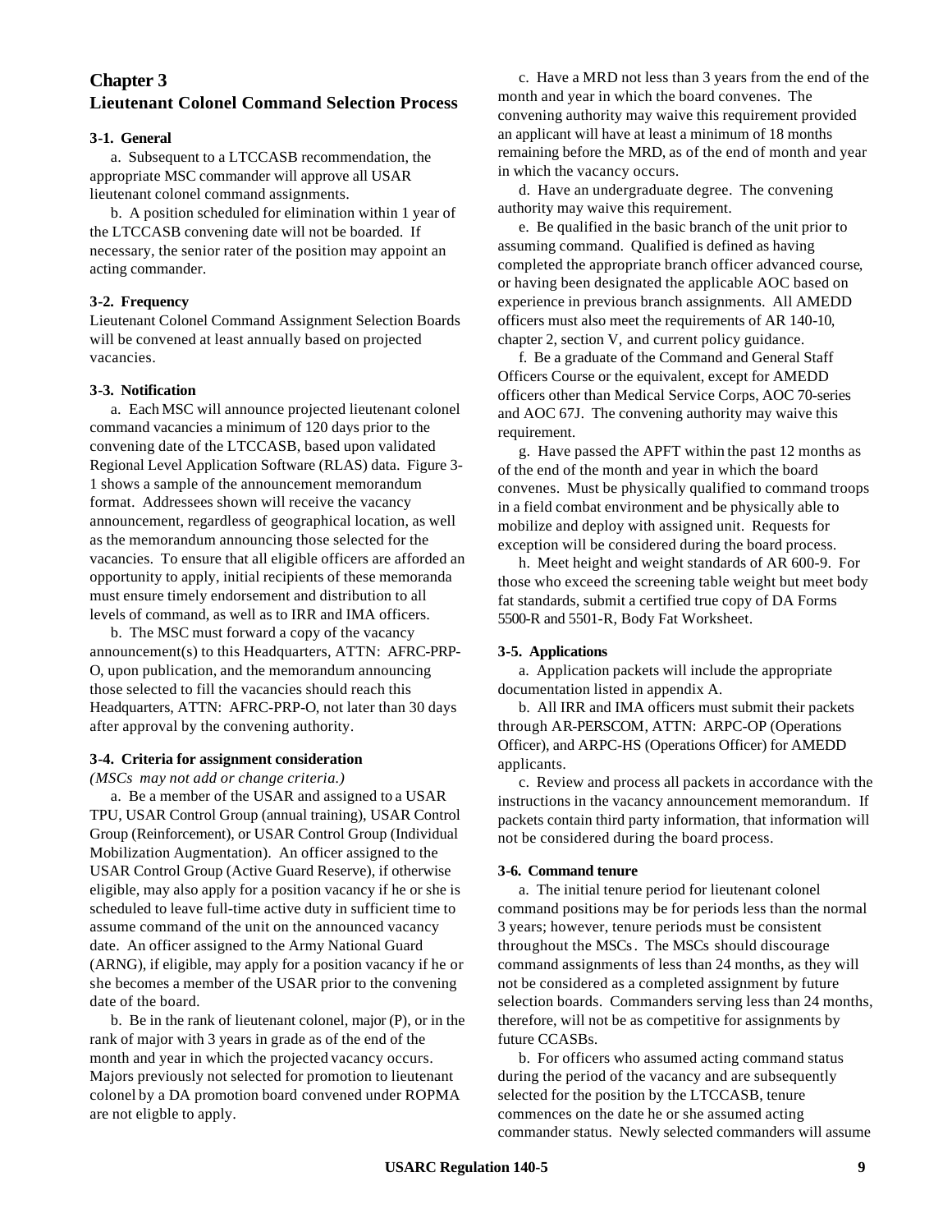# Chapter 3
# Lieutenant Colonel Command Selection Process

### 3-1. General

a. Subsequent to a LTCCASB recommendation, the appropriate MSC commander will approve all USAR lieutenant colonel command assignments.

b. A position scheduled for elimination within 1 year of the LTCCASB convening date will not be boarded. If necessary, the senior rater of the position may appoint an acting commander.

### 3-2. Frequency

Lieutenant Colonel Command Assignment Selection Boards will be convened at least annually based on projected vacancies.

### 3-3. Notification

a. Each MSC will announce projected lieutenant colonel command vacancies a minimum of 120 days prior to the convening date of the LTCCASB, based upon validated Regional Level Application Software (RLAS) data. Figure 3-1 shows a sample of the announcement memorandum format. Addressees shown will receive the vacancy announcement, regardless of geographical location, as well as the memorandum announcing those selected for the vacancies. To ensure that all eligible officers are afforded an opportunity to apply, initial recipients of these memoranda must ensure timely endorsement and distribution to all levels of command, as well as to IRR and IMA officers.

b. The MSC must forward a copy of the vacancy announcement(s) to this Headquarters, ATTN: AFRC-PRP-O, upon publication, and the memorandum announcing those selected to fill the vacancies should reach this Headquarters, ATTN: AFRC-PRP-O, not later than 30 days after approval by the convening authority.

### 3-4. Criteria for assignment consideration

*(MSCs may not add or change criteria.)*

a. Be a member of the USAR and assigned to a USAR TPU, USAR Control Group (annual training), USAR Control Group (Reinforcement), or USAR Control Group (Individual Mobilization Augmentation). An officer assigned to the USAR Control Group (Active Guard Reserve), if otherwise eligible, may also apply for a position vacancy if he or she is scheduled to leave full-time active duty in sufficient time to assume command of the unit on the announced vacancy date. An officer assigned to the Army National Guard (ARNG), if eligible, may apply for a position vacancy if he or she becomes a member of the USAR prior to the convening date of the board.

b. Be in the rank of lieutenant colonel, major (P), or in the rank of major with 3 years in grade as of the end of the month and year in which the projected vacancy occurs. Majors previously not selected for promotion to lieutenant colonel by a DA promotion board convened under ROPMA are not eligble to apply.

c. Have a MRD not less than 3 years from the end of the month and year in which the board convenes. The convening authority may waive this requirement provided an applicant will have at least a minimum of 18 months remaining before the MRD, as of the end of month and year in which the vacancy occurs.

d. Have an undergraduate degree. The convening authority may waive this requirement.

e. Be qualified in the basic branch of the unit prior to assuming command. Qualified is defined as having completed the appropriate branch officer advanced course, or having been designated the applicable AOC based on experience in previous branch assignments. All AMEDD officers must also meet the requirements of AR 140-10, chapter 2, section V, and current policy guidance.

f. Be a graduate of the Command and General Staff Officers Course or the equivalent, except for AMEDD officers other than Medical Service Corps, AOC 70-series and AOC 67J. The convening authority may waive this requirement.

g. Have passed the APFT within the past 12 months as of the end of the month and year in which the board convenes. Must be physically qualified to command troops in a field combat environment and be physically able to mobilize and deploy with assigned unit. Requests for exception will be considered during the board process.

h. Meet height and weight standards of AR 600-9. For those who exceed the screening table weight but meet body fat standards, submit a certified true copy of DA Forms 5500-R and 5501-R, Body Fat Worksheet.

### 3-5. Applications

a. Application packets will include the appropriate documentation listed in appendix A.

b. All IRR and IMA officers must submit their packets through AR-PERSCOM, ATTN: ARPC-OP (Operations Officer), and ARPC-HS (Operations Officer) for AMEDD applicants.

c. Review and process all packets in accordance with the instructions in the vacancy announcement memorandum. If packets contain third party information, that information will not be considered during the board process.

### 3-6. Command tenure

a. The initial tenure period for lieutenant colonel command positions may be for periods less than the normal 3 years; however, tenure periods must be consistent throughout the MSCs. The MSCs should discourage command assignments of less than 24 months, as they will not be considered as a completed assignment by future selection boards. Commanders serving less than 24 months, therefore, will not be as competitive for assignments by future CCASBs.

b. For officers who assumed acting command status during the period of the vacancy and are subsequently selected for the position by the LTCCASB, tenure commences on the date he or she assumed acting commander status. Newly selected commanders will assume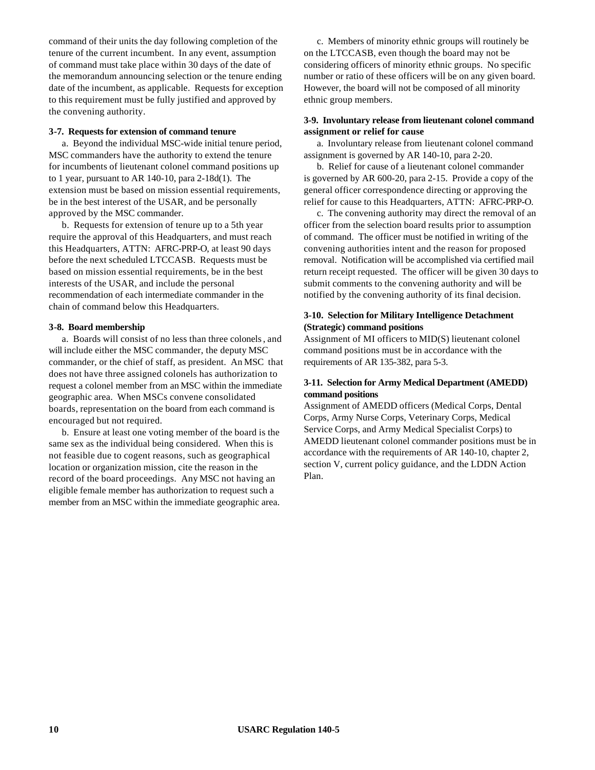command of their units the day following completion of the tenure of the current incumbent. In any event, assumption of command must take place within 30 days of the date of the memorandum announcing selection or the tenure ending date of the incumbent, as applicable. Requests for exception to this requirement must be fully justified and approved by the convening authority.

**3-7. Requests for extension of command tenure**

a. Beyond the individual MSC-wide initial tenure period, MSC commanders have the authority to extend the tenure for incumbents of lieutenant colonel command positions up to 1 year, pursuant to AR 140-10, para 2-18d(1). The extension must be based on mission essential requirements, be in the best interest of the USAR, and be personally approved by the MSC commander.

b. Requests for extension of tenure up to a 5th year require the approval of this Headquarters, and must reach this Headquarters, ATTN: AFRC-PRP-O, at least 90 days before the next scheduled LTCCASB. Requests must be based on mission essential requirements, be in the best interests of the USAR, and include the personal recommendation of each intermediate commander in the chain of command below this Headquarters.

**3-8. Board membership**

a. Boards will consist of no less than three colonels, and will include either the MSC commander, the deputy MSC commander, or the chief of staff, as president. An MSC that does not have three assigned colonels has authorization to request a colonel member from an MSC within the immediate geographic area. When MSCs convene consolidated boards, representation on the board from each command is encouraged but not required.

b. Ensure at least one voting member of the board is the same sex as the individual being considered. When this is not feasible due to cogent reasons, such as geographical location or organization mission, cite the reason in the record of the board proceedings. Any MSC not having an eligible female member has authorization to request such a member from an MSC within the immediate geographic area.

c. Members of minority ethnic groups will routinely be on the LTCCASB, even though the board may not be considering officers of minority ethnic groups. No specific number or ratio of these officers will be on any given board. However, the board will not be composed of all minority ethnic group members.

**3-9. Involuntary release from lieutenant colonel command assignment or relief for cause**

a. Involuntary release from lieutenant colonel command assignment is governed by AR 140-10, para 2-20.

b. Relief for cause of a lieutenant colonel commander is governed by AR 600-20, para 2-15. Provide a copy of the general officer correspondence directing or approving the relief for cause to this Headquarters, ATTN: AFRC-PRP-O.

c. The convening authority may direct the removal of an officer from the selection board results prior to assumption of command. The officer must be notified in writing of the convening authorities intent and the reason for proposed removal. Notification will be accomplished via certified mail return receipt requested. The officer will be given 30 days to submit comments to the convening authority and will be notified by the convening authority of its final decision.

**3-10. Selection for Military Intelligence Detachment (Strategic) command positions**

Assignment of MI officers to MID(S) lieutenant colonel command positions must be in accordance with the requirements of AR 135-382, para 5-3.

**3-11. Selection for Army Medical Department (AMEDD) command positions**

Assignment of AMEDD officers (Medical Corps, Dental Corps, Army Nurse Corps, Veterinary Corps, Medical Service Corps, and Army Medical Specialist Corps) to AMEDD lieutenant colonel commander positions must be in accordance with the requirements of AR 140-10, chapter 2, section V, current policy guidance, and the LDDN Action Plan.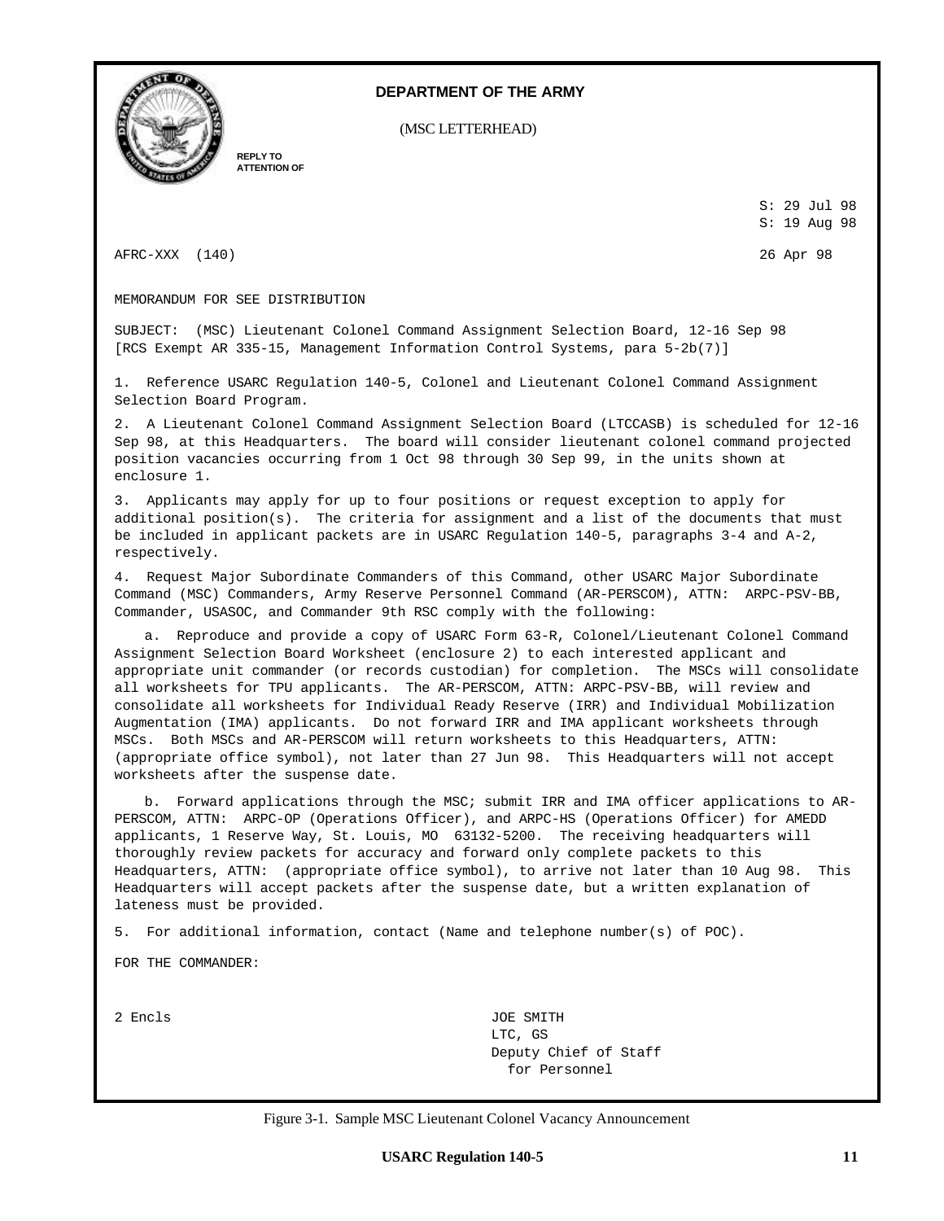**DEPARTMENT OF THE ARMY**

(MSC LETTERHEAD)

REPLY TO
ATTENTION OF

S: 29 Jul 98
S: 19 Aug 98

AFRC-XXX (140) 26 Apr 98

MEMORANDUM FOR SEE DISTRIBUTION

SUBJECT: (MSC) Lieutenant Colonel Command Assignment Selection Board, 12-16 Sep 98
[RCS Exempt AR 335-15, Management Information Control Systems, para 5-2b(7)]

1. Reference USARC Regulation 140-5, Colonel and Lieutenant Colonel Command Assignment Selection Board Program.

2. A Lieutenant Colonel Command Assignment Selection Board (LTCCASB) is scheduled for 12-16 Sep 98, at this Headquarters. The board will consider lieutenant colonel command projected position vacancies occurring from 1 Oct 98 through 30 Sep 99, in the units shown at enclosure 1.

3. Applicants may apply for up to four positions or request exception to apply for additional position(s). The criteria for assignment and a list of the documents that must be included in applicant packets are in USARC Regulation 140-5, paragraphs 3-4 and A-2, respectively.

4. Request Major Subordinate Commanders of this Command, other USARC Major Subordinate Command (MSC) Commanders, Army Reserve Personnel Command (AR-PERSCOM), ATTN: ARPC-PSV-BB, Commander, USASOC, and Commander 9th RSC comply with the following:

a. Reproduce and provide a copy of USARC Form 63-R, Colonel/Lieutenant Colonel Command Assignment Selection Board Worksheet (enclosure 2) to each interested applicant and appropriate unit commander (or records custodian) for completion. The MSCs will consolidate all worksheets for TPU applicants. The AR-PERSCOM, ATTN: ARPC-PSV-BB, will review and consolidate all worksheets for Individual Ready Reserve (IRR) and Individual Mobilization Augmentation (IMA) applicants. Do not forward IRR and IMA applicant worksheets through MSCs. Both MSCs and AR-PERSCOM will return worksheets to this Headquarters, ATTN: (appropriate office symbol), not later than 27 Jun 98. This Headquarters will not accept worksheets after the suspense date.

b. Forward applications through the MSC; submit IRR and IMA officer applications to AR-PERSCOM, ATTN: ARPC-OP (Operations Officer), and ARPC-HS (Operations Officer) for AMEDD applicants, 1 Reserve Way, St. Louis, MO 63132-5200. The receiving headquarters will thoroughly review packets for accuracy and forward only complete packets to this Headquarters, ATTN: (appropriate office symbol), to arrive not later than 10 Aug 98. This Headquarters will accept packets after the suspense date, but a written explanation of lateness must be provided.

5. For additional information, contact (Name and telephone number(s) of POC).

FOR THE COMMANDER:

2 Encls

JOE SMITH
LTC, GS
Deputy Chief of Staff
for Personnel

Figure 3-1. Sample MSC Lieutenant Colonel Vacancy Announcement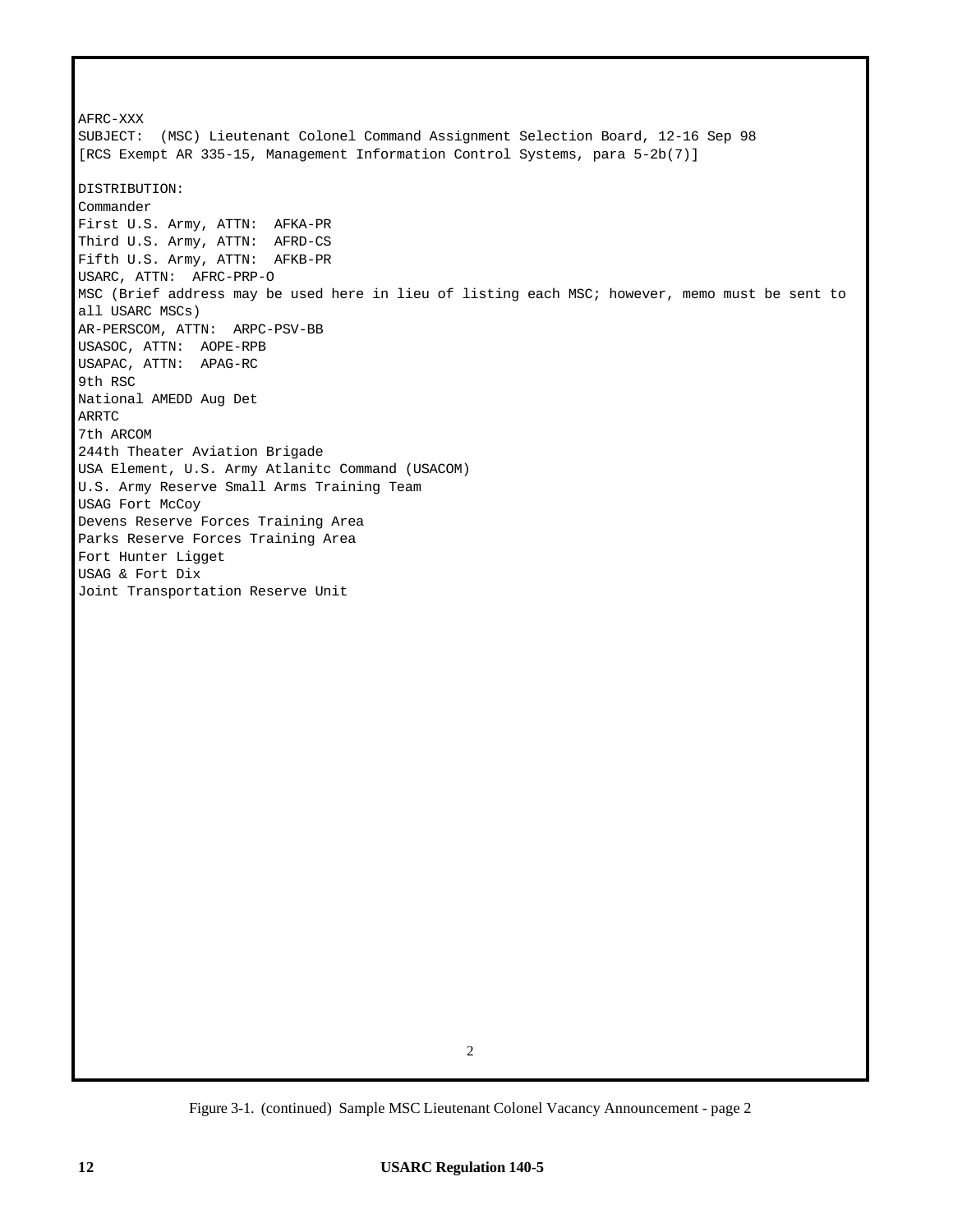AFRC-XXX
SUBJECT: (MSC) Lieutenant Colonel Command Assignment Selection Board, 12-16 Sep 98
[RCS Exempt AR 335-15, Management Information Control Systems, para 5-2b(7)]

DISTRIBUTION:
Commander
First U.S. Army, ATTN: AFKA-PR
Third U.S. Army, ATTN: AFRD-CS
Fifth U.S. Army, ATTN: AFKB-PR
USARC, ATTN: AFRC-PRP-O
MSC (Brief address may be used here in lieu of listing each MSC; however, memo must be sent to all USARC MSCs)
AR-PERSCOM, ATTN: ARPC-PSV-BB
USASOC, ATTN: AOPE-RPB
USAPAC, ATTN: APAG-RC
9th RSC
National AMEDD Aug Det
ARRTC
7th ARCOM
244th Theater Aviation Brigade
USA Element, U.S. Army Atlanitc Command (USACOM)
U.S. Army Reserve Small Arms Training Team
USAG Fort McCoy
Devens Reserve Forces Training Area
Parks Reserve Forces Training Area
Fort Hunter Ligget
USAG & Fort Dix
Joint Transportation Reserve Unit

2

Figure 3-1. (continued) Sample MSC Lieutenant Colonel Vacancy Announcement - page 2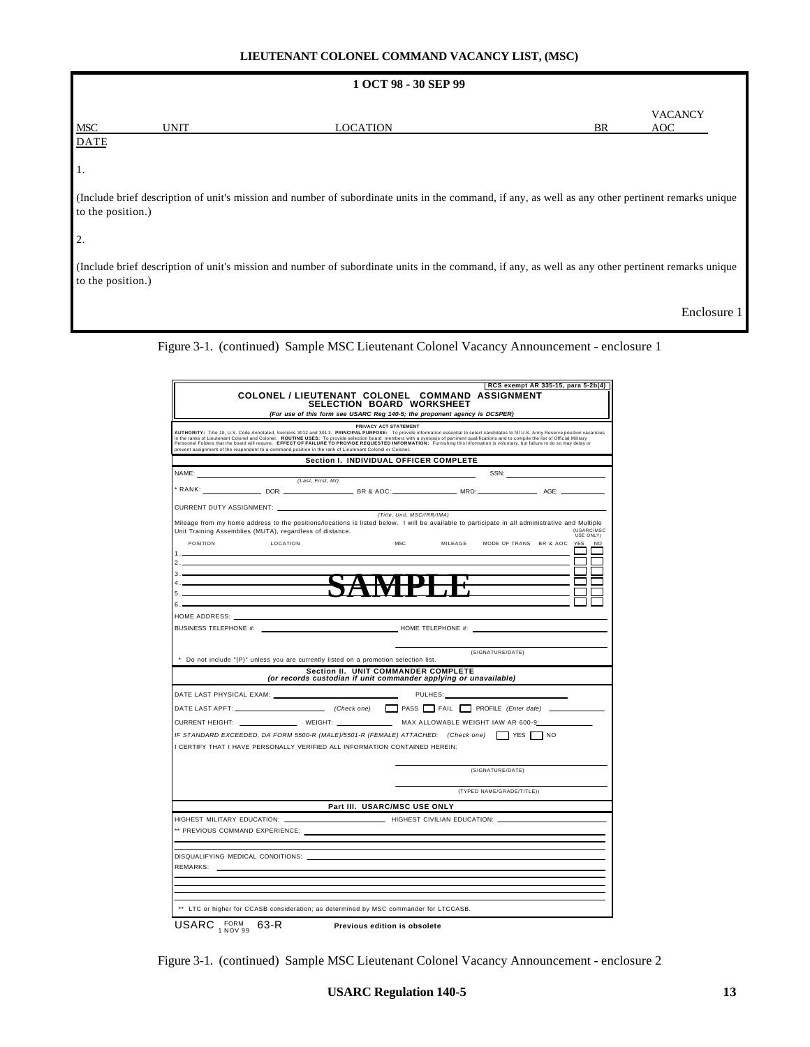## LIEUTENANT COLONEL COMMAND VACANCY LIST, (MSC)

**1 OCT 98 - 30 SEP 99**

| MSC | UNIT | LOCATION | BR | VACANCY AOC | DATE |
|---|---|---|---|---|---|

1\.

(Include brief description of unit's mission and number of subordinate units in the command, if any, as well as any other pertinent remarks unique to the position.)

2\.

(Include brief description of unit's mission and number of subordinate units in the command, if any, as well as any other pertinent remarks unique to the position.)

Enclosure 1

Figure 3-1. (continued) Sample MSC Lieutenant Colonel Vacancy Announcement - enclosure 1

RCS exempt AR 335-15, para 5-2b(4)

**COLONEL / LIEUTENANT COLONEL COMMAND ASSIGNMENT SELECTION BOARD WORKSHEET**

*(For use of this form see USARC Reg 140-5; the proponent agency is DCSPER)*

**PRIVACY ACT STATEMENT**

**AUTHORITY:** Title 10, U.S. Code Annotated, Sections 3012 and 301 3. **PRINCIPAL PURPOSE:** To provide information essential to select candidates to fill U.S. Army Reserve position vacancies in the ranks of Lieutenant Colonel and Colonel. **ROUTINE USES:** To provide selection board members with a synopsis of pertinent qualifications and to compile the list of Official Military Personnel Folders that the board will require. **EFFECT OF FAILURE TO PROVIDE REQUESTED INFORMATION:** Furnishing this information is voluntary, but failure to do so may delay or prevent assignment of the respondent to a command position in the rank of Lieutenant Colonel or Colonel.

**Section I. INDIVIDUAL OFFICER COMPLETE**

NAME: ____________ *(Last, First, MI)* SSN: ____________

\* RANK: ________ DOR: ________ BR & AOC: ________ MRD: ________ AGE: ________

CURRENT DUTY ASSIGNMENT: ____________ *(Title, Unit, MSC/IRR/IMA)*

Mileage from my home address to the positions/locations is listed below. I will be available to participate in all administrative and Multiple Unit Training Assemblies (MUTA), regardless of distance.

| POSITION | LOCATION | MSC | MILEAGE | MODE OF TRANS | BR & AOC | YES (USARC/MSC USE ONLY) | NO (USARC/MSC USE ONLY) |
|---|---|---|---|---|---|---|---|
| 1. | | | | | | ☐ | ☐ |
| 2. | | | | | | ☐ | ☐ |
| 3. | | | | | | ☐ | ☐ |
| 4. | | | | | | ☐ | ☐ |
| 5. | | | | | | ☐ | ☐ |
| 6. | | | | | | ☐ | ☐ |

**SAMPLE**

HOME ADDRESS: ____________

BUSINESS TELEPHONE #: ____________ HOME TELEPHONE #: ____________

____________ (SIGNATURE/DATE)

\* Do not include "(P)" unless you are currently listed on a promotion selection list.

**Section II. UNIT COMMANDER COMPLETE**
*(or records custodian if unit commander applying or unavailable)*

DATE LAST PHYSICAL EXAM: ____________ PULHES: ____________

DATE LAST APFT: ____________ *(Check one)* ☐ PASS ☐ FAIL ☐ PROFILE *(Enter date)* ________

CURRENT HEIGHT: ________ WEIGHT: ________ MAX ALLOWABLE WEIGHT IAW AR 600-9: ________

*IF STANDARD EXCEEDED, DA FORM 5500-R (MALE)/5501-R (FEMALE) ATTACHED: (Check one)* ☐ YES ☐ NO

I CERTIFY THAT I HAVE PERSONALLY VERIFIED ALL INFORMATION CONTAINED HEREIN:

____________ (SIGNATURE/DATE)

____________ (TYPED NAME/GRADE/TITLE))

**Part III. USARC/MSC USE ONLY**

HIGHEST MILITARY EDUCATION: ____________ HIGHEST CIVILIAN EDUCATION: ____________

\*\* PREVIOUS COMMAND EXPERIENCE: ____________

DISQUALIFYING MEDICAL CONDITIONS: ____________

REMARKS: ____________

\*\* LTC or higher for CCASB consideration; as determined by MSC commander for LTCCASB.

USARC FORM 63-R, 1 NOV 99 **Previous edition is obsolete**

Figure 3-1. (continued) Sample MSC Lieutenant Colonel Vacancy Announcement - enclosure 2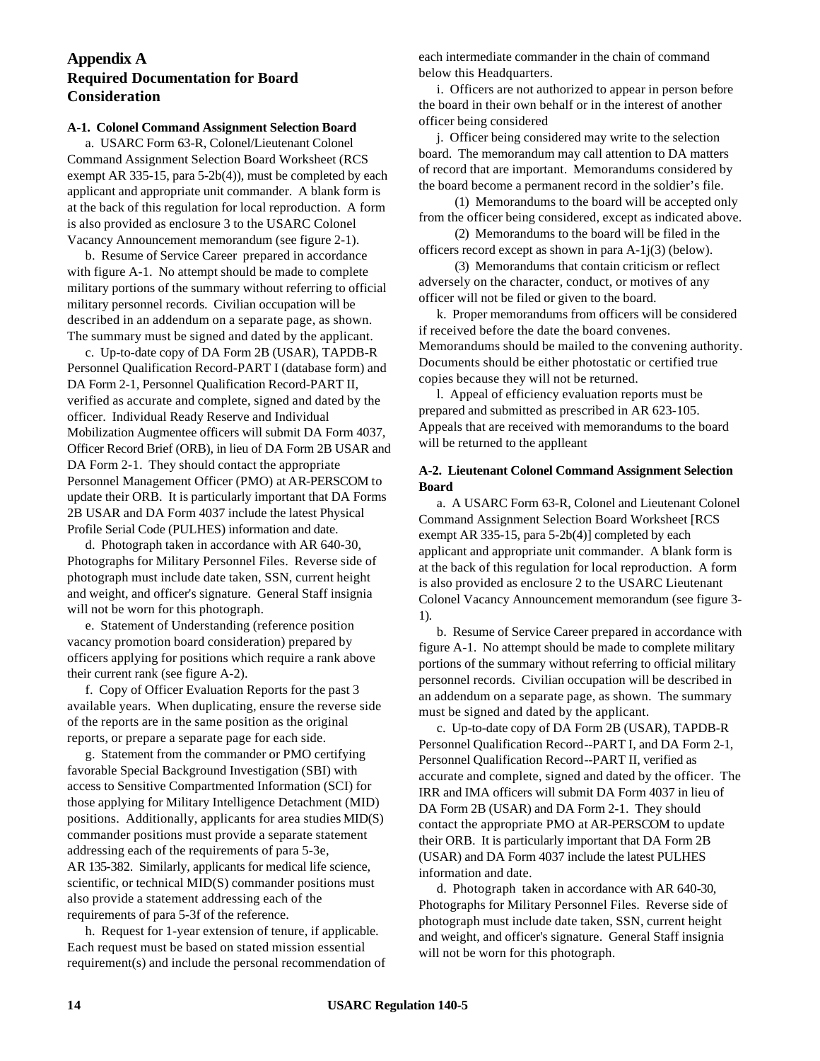# Appendix A
# Required Documentation for Board Consideration

**A-1. Colonel Command Assignment Selection Board**

a. USARC Form 63-R, Colonel/Lieutenant Colonel Command Assignment Selection Board Worksheet (RCS exempt AR 335-15, para 5-2b(4)), must be completed by each applicant and appropriate unit commander. A blank form is at the back of this regulation for local reproduction. A form is also provided as enclosure 3 to the USARC Colonel Vacancy Announcement memorandum (see figure 2-1).

b. Resume of Service Career prepared in accordance with figure A-1. No attempt should be made to complete military portions of the summary without referring to official military personnel records. Civilian occupation will be described in an addendum on a separate page, as shown. The summary must be signed and dated by the applicant.

c. Up-to-date copy of DA Form 2B (USAR), TAPDB-R Personnel Qualification Record-PART I (database form) and DA Form 2-1, Personnel Qualification Record-PART II, verified as accurate and complete, signed and dated by the officer. Individual Ready Reserve and Individual Mobilization Augmentee officers will submit DA Form 4037, Officer Record Brief (ORB), in lieu of DA Form 2B USAR and DA Form 2-1. They should contact the appropriate Personnel Management Officer (PMO) at AR-PERSCOM to update their ORB. It is particularly important that DA Forms 2B USAR and DA Form 4037 include the latest Physical Profile Serial Code (PULHES) information and date.

d. Photograph taken in accordance with AR 640-30, Photographs for Military Personnel Files. Reverse side of photograph must include date taken, SSN, current height and weight, and officer's signature. General Staff insignia will not be worn for this photograph.

e. Statement of Understanding (reference position vacancy promotion board consideration) prepared by officers applying for positions which require a rank above their current rank (see figure A-2).

f. Copy of Officer Evaluation Reports for the past 3 available years. When duplicating, ensure the reverse side of the reports are in the same position as the original reports, or prepare a separate page for each side.

g. Statement from the commander or PMO certifying favorable Special Background Investigation (SBI) with access to Sensitive Compartmented Information (SCI) for those applying for Military Intelligence Detachment (MID) positions. Additionally, applicants for area studies MID(S) commander positions must provide a separate statement addressing each of the requirements of para 5-3e, AR 135-382. Similarly, applicants for medical life science, scientific, or technical MID(S) commander positions must also provide a statement addressing each of the requirements of para 5-3f of the reference.

h. Request for 1-year extension of tenure, if applicable. Each request must be based on stated mission essential requirement(s) and include the personal recommendation of each intermediate commander in the chain of command below this Headquarters.

i. Officers are not authorized to appear in person before the board in their own behalf or in the interest of another officer being considered

j. Officer being considered may write to the selection board. The memorandum may call attention to DA matters of record that are important. Memorandums considered by the board become a permanent record in the soldier's file.

(1) Memorandums to the board will be accepted only from the officer being considered, except as indicated above.

(2) Memorandums to the board will be filed in the officers record except as shown in para A-1j(3) (below).

(3) Memorandums that contain criticism or reflect adversely on the character, conduct, or motives of any officer will not be filed or given to the board.

k. Proper memorandums from officers will be considered if received before the date the board convenes. Memorandums should be mailed to the convening authority. Documents should be either photostatic or certified true copies because they will not be returned.

l. Appeal of efficiency evaluation reports must be prepared and submitted as prescribed in AR 623-105. Appeals that are received with memorandums to the board will be returned to the applleant

**A-2. Lieutenant Colonel Command Assignment Selection Board**

a. A USARC Form 63-R, Colonel and Lieutenant Colonel Command Assignment Selection Board Worksheet [RCS exempt AR 335-15, para 5-2b(4)] completed by each applicant and appropriate unit commander. A blank form is at the back of this regulation for local reproduction. A form is also provided as enclosure 2 to the USARC Lieutenant Colonel Vacancy Announcement memorandum (see figure 3-1).

b. Resume of Service Career prepared in accordance with figure A-1. No attempt should be made to complete military portions of the summary without referring to official military personnel records. Civilian occupation will be described in an addendum on a separate page, as shown. The summary must be signed and dated by the applicant.

c. Up-to-date copy of DA Form 2B (USAR), TAPDB-R Personnel Qualification Record--PART I, and DA Form 2-1, Personnel Qualification Record--PART II, verified as accurate and complete, signed and dated by the officer. The IRR and IMA officers will submit DA Form 4037 in lieu of DA Form 2B (USAR) and DA Form 2-1. They should contact the appropriate PMO at AR-PERSCOM to update their ORB. It is particularly important that DA Form 2B (USAR) and DA Form 4037 include the latest PULHES information and date.

d. Photograph taken in accordance with AR 640-30, Photographs for Military Personnel Files. Reverse side of photograph must include date taken, SSN, current height and weight, and officer's signature. General Staff insignia will not be worn for this photograph.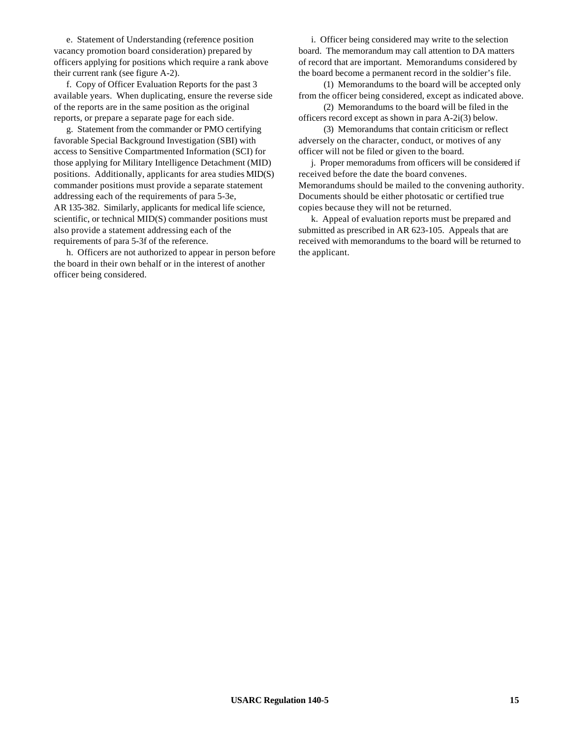e. Statement of Understanding (reference position vacancy promotion board consideration) prepared by officers applying for positions which require a rank above their current rank (see figure A-2).

f. Copy of Officer Evaluation Reports for the past 3 available years. When duplicating, ensure the reverse side of the reports are in the same position as the original reports, or prepare a separate page for each side.

g. Statement from the commander or PMO certifying favorable Special Background Investigation (SBI) with access to Sensitive Compartmented Information (SCI) for those applying for Military Intelligence Detachment (MID) positions. Additionally, applicants for area studies MID(S) commander positions must provide a separate statement addressing each of the requirements of para 5-3e, AR 135-382. Similarly, applicants for medical life science, scientific, or technical MID(S) commander positions must also provide a statement addressing each of the requirements of para 5-3f of the reference.

h. Officers are not authorized to appear in person before the board in their own behalf or in the interest of another officer being considered.

i. Officer being considered may write to the selection board. The memorandum may call attention to DA matters of record that are important. Memorandums considered by the board become a permanent record in the soldier's file.

(1) Memorandums to the board will be accepted only from the officer being considered, except as indicated above.

(2) Memorandums to the board will be filed in the officers record except as shown in para A-2i(3) below.

(3) Memorandums that contain criticism or reflect adversely on the character, conduct, or motives of any officer will not be filed or given to the board.

j. Proper memoradums from officers will be considered if received before the date the board convenes. Memorandums should be mailed to the convening authority. Documents should be either photosatic or certified true copies because they will not be returned.

k. Appeal of evaluation reports must be prepared and submitted as prescribed in AR 623-105. Appeals that are received with memorandums to the board will be returned to the applicant.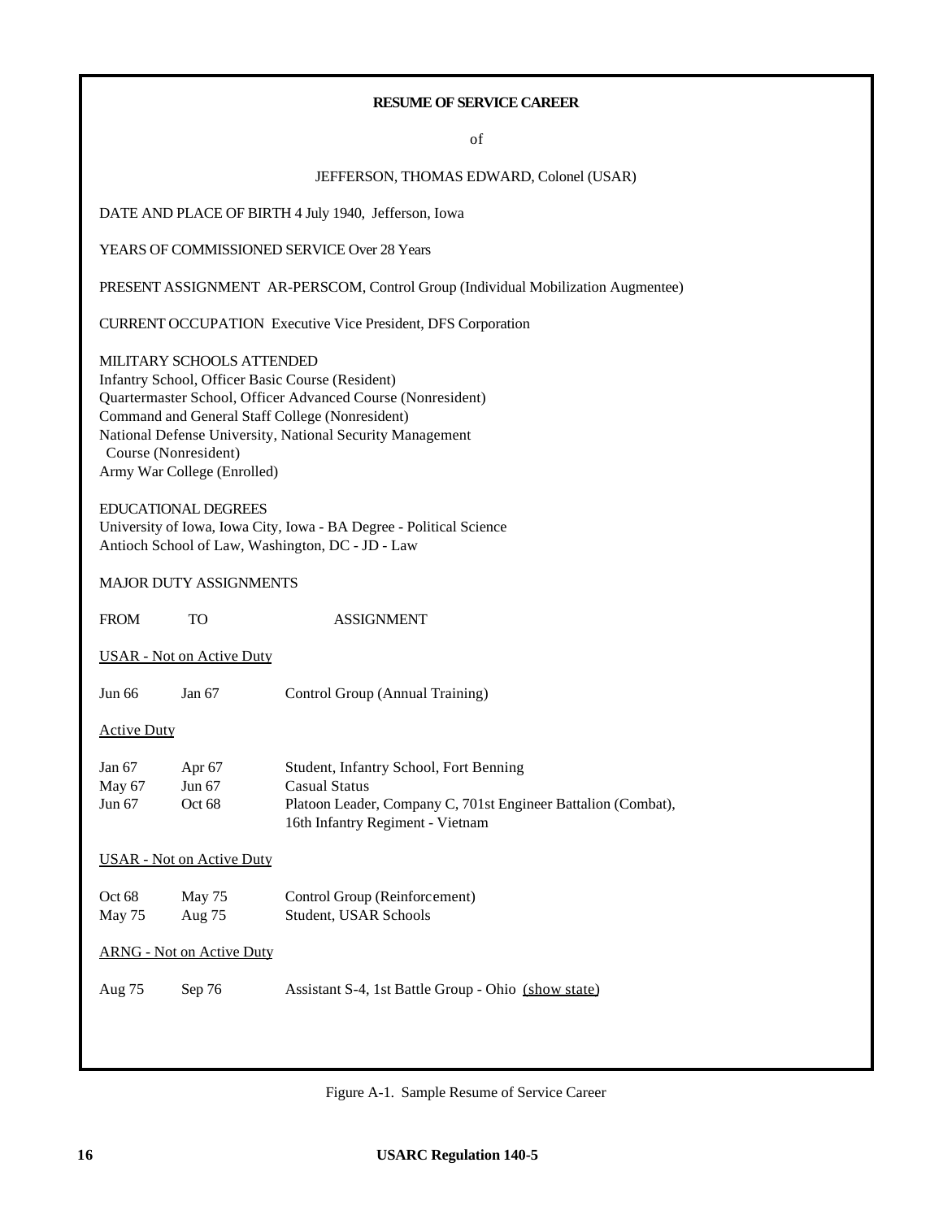**RESUME OF SERVICE CAREER**

of

JEFFERSON, THOMAS EDWARD, Colonel (USAR)

DATE AND PLACE OF BIRTH 4 July 1940, Jefferson, Iowa

YEARS OF COMMISSIONED SERVICE Over 28 Years

PRESENT ASSIGNMENT AR-PERSCOM, Control Group (Individual Mobilization Augmentee)

CURRENT OCCUPATION Executive Vice President, DFS Corporation

MILITARY SCHOOLS ATTENDED
Infantry School, Officer Basic Course (Resident)
Quartermaster School, Officer Advanced Course (Nonresident)
Command and General Staff College (Nonresident)
National Defense University, National Security Management Course (Nonresident)
Army War College (Enrolled)

EDUCATIONAL DEGREES
University of Iowa, Iowa City, Iowa - BA Degree - Political Science
Antioch School of Law, Washington, DC - JD - Law

MAJOR DUTY ASSIGNMENTS

| FROM | TO | ASSIGNMENT |
|---|---|---|
| USAR - Not on Active Duty | | |
| Jun 66 | Jan 67 | Control Group (Annual Training) |
| Active Duty | | |
| Jan 67 | Apr 67 | Student, Infantry School, Fort Benning |
| May 67 | Jun 67 | Casual Status |
| Jun 67 | Oct 68 | Platoon Leader, Company C, 701st Engineer Battalion (Combat), 16th Infantry Regiment - Vietnam |
| USAR - Not on Active Duty | | |
| Oct 68 | May 75 | Control Group (Reinforcement) |
| May 75 | Aug 75 | Student, USAR Schools |
| ARNG - Not on Active Duty | | |
| Aug 75 | Sep 76 | Assistant S-4, 1st Battle Group - Ohio (show state) |

Figure A-1. Sample Resume of Service Career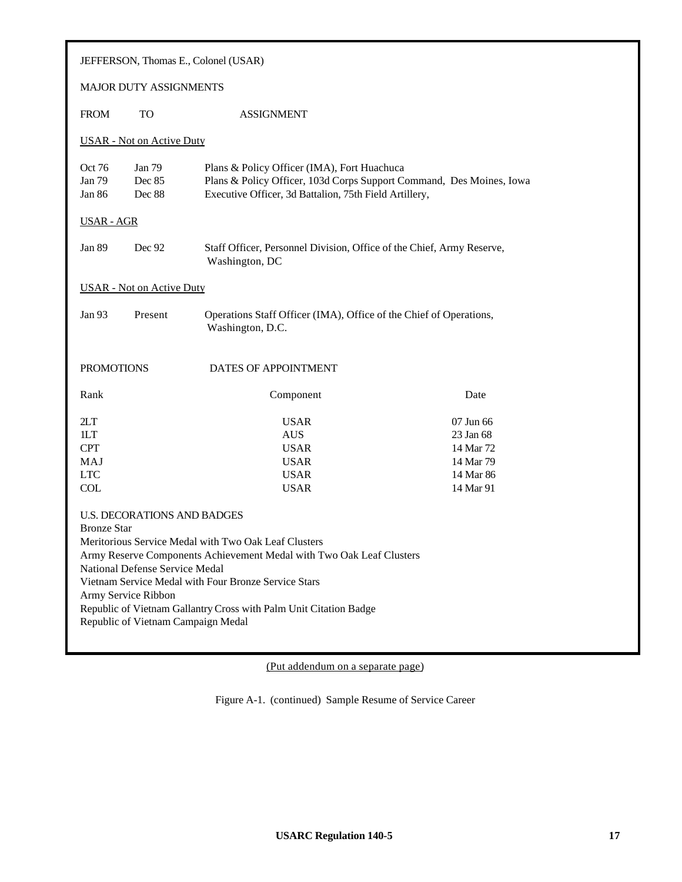JEFFERSON, Thomas E., Colonel (USAR)

MAJOR DUTY ASSIGNMENTS

| FROM | TO | ASSIGNMENT |
|---|---|---|
| USAR - Not on Active Duty | | |
| Oct 76 | Jan 79 | Plans & Policy Officer (IMA), Fort Huachuca |
| Jan 79 | Dec 85 | Plans & Policy Officer, 103d Corps Support Command, Des Moines, Iowa |
| Jan 86 | Dec 88 | Executive Officer, 3d Battalion, 75th Field Artillery, |
| USAR - AGR | | |
| Jan 89 | Dec 92 | Staff Officer, Personnel Division, Office of the Chief, Army Reserve, Washington, DC |
| USAR - Not on Active Duty | | |
| Jan 93 | Present | Operations Staff Officer (IMA), Office of the Chief of Operations, Washington, D.C. |

PROMOTIONS DATES OF APPOINTMENT

| Rank | Component | Date |
|---|---|---|
| 2LT | USAR | 07 Jun 66 |
| 1LT | AUS | 23 Jan 68 |
| CPT | USAR | 14 Mar 72 |
| MAJ | USAR | 14 Mar 79 |
| LTC | USAR | 14 Mar 86 |
| COL | USAR | 14 Mar 91 |

U.S. DECORATIONS AND BADGES

Bronze Star
Meritorious Service Medal with Two Oak Leaf Clusters
Army Reserve Components Achievement Medal with Two Oak Leaf Clusters
National Defense Service Medal
Vietnam Service Medal with Four Bronze Service Stars
Army Service Ribbon
Republic of Vietnam Gallantry Cross with Palm Unit Citation Badge
Republic of Vietnam Campaign Medal

(Put addendum on a separate page)

Figure A-1. (continued) Sample Resume of Service Career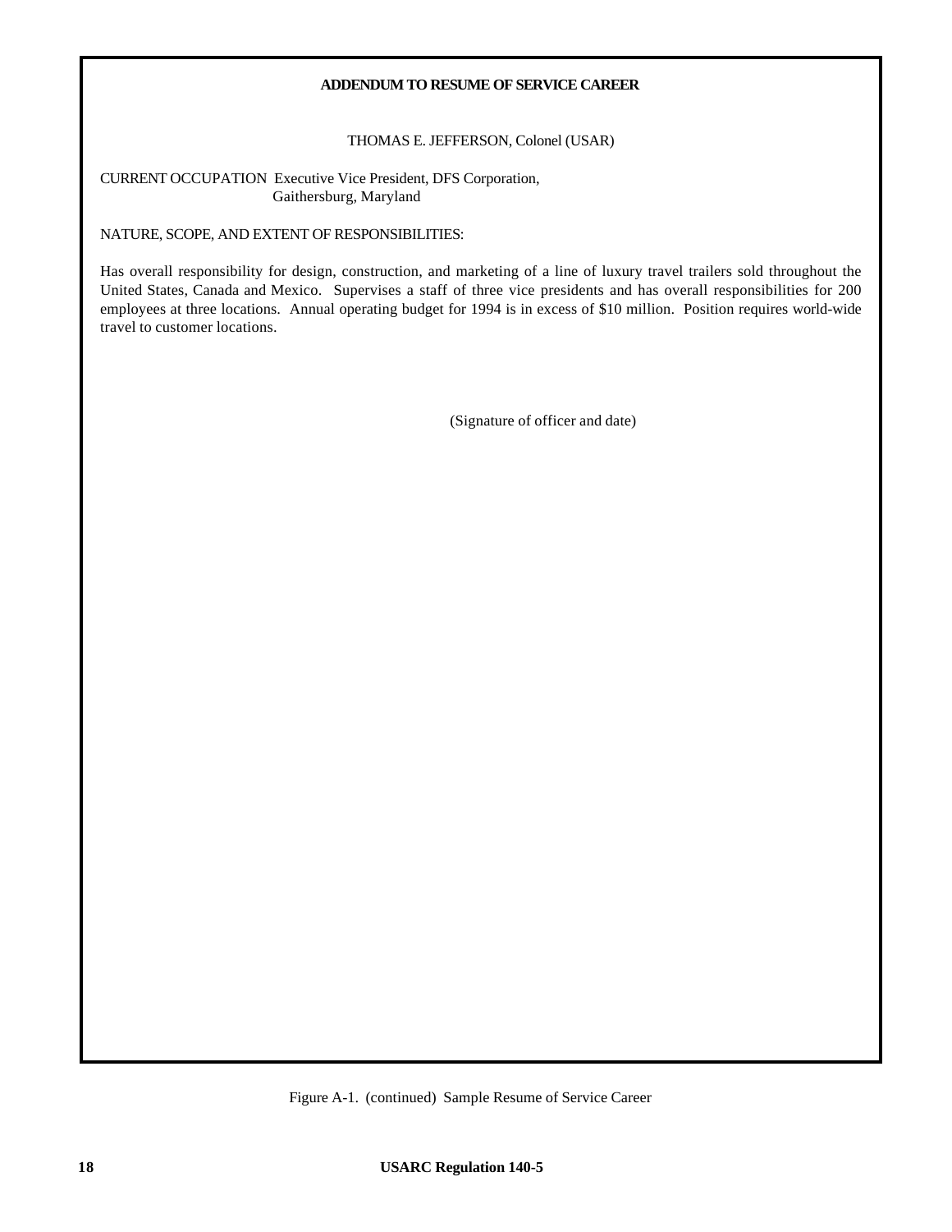**ADDENDUM TO RESUME OF SERVICE CAREER**

THOMAS E. JEFFERSON, Colonel (USAR)

CURRENT OCCUPATION  Executive Vice President, DFS Corporation,
Gaithersburg, Maryland

NATURE, SCOPE, AND EXTENT OF RESPONSIBILITIES:

Has overall responsibility for design, construction, and marketing of a line of luxury travel trailers sold throughout the United States, Canada and Mexico.  Supervises a staff of three vice presidents and has overall responsibilities for 200 employees at three locations.  Annual operating budget for 1994 is in excess of $10 million.  Position requires world-wide travel to customer locations.

(Signature of officer and date)

Figure A-1.  (continued)  Sample Resume of Service Career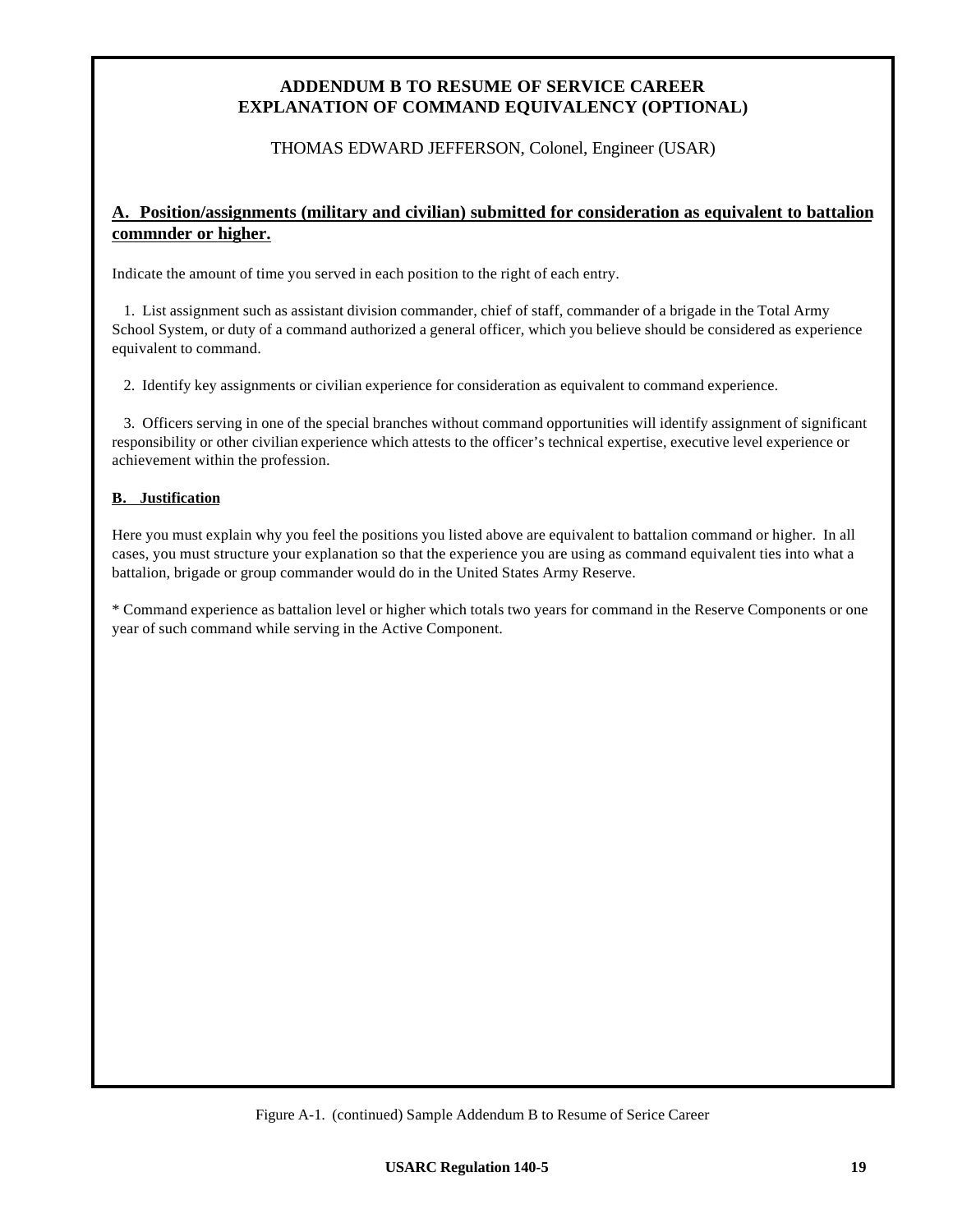**ADDENDUM B TO RESUME OF SERVICE CAREER**
**EXPLANATION OF COMMAND EQUIVALENCY (OPTIONAL)**

THOMAS EDWARD JEFFERSON, Colonel, Engineer (USAR)

## A. Position/assignments (military and civilian) submitted for consideration as equivalent to battalion commnder or higher.

Indicate the amount of time you served in each position to the right of each entry.

1. List assignment such as assistant division commander, chief of staff, commander of a brigade in the Total Army School System, or duty of a command authorized a general officer, which you believe should be considered as experience equivalent to command.

2. Identify key assignments or civilian experience for consideration as equivalent to command experience.

3. Officers serving in one of the special branches without command opportunities will identify assignment of significant responsibility or other civilian experience which attests to the officer's technical expertise, executive level experience or achievement within the profession.

**B. Justification**

Here you must explain why you feel the positions you listed above are equivalent to battalion command or higher. In all cases, you must structure your explanation so that the experience you are using as command equivalent ties into what a battalion, brigade or group commander would do in the United States Army Reserve.

* Command experience as battalion level or higher which totals two years for command in the Reserve Components or one year of such command while serving in the Active Component.

Figure A-1. (continued) Sample Addendum B to Resume of Serice Career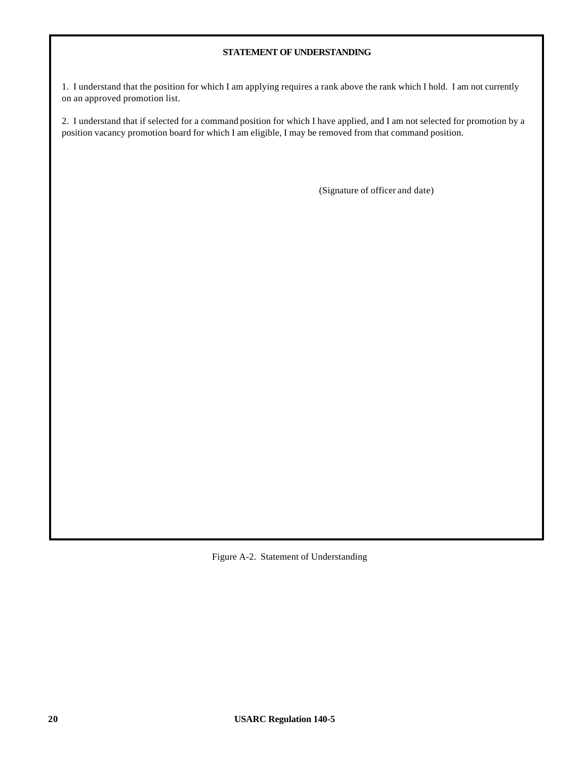**STATEMENT OF UNDERSTANDING**

1. I understand that the position for which I am applying requires a rank above the rank which I hold. I am not currently on an approved promotion list.

2. I understand that if selected for a command position for which I have applied, and I am not selected for promotion by a position vacancy promotion board for which I am eligible, I may be removed from that command position.

(Signature of officer and date)

Figure A-2. Statement of Understanding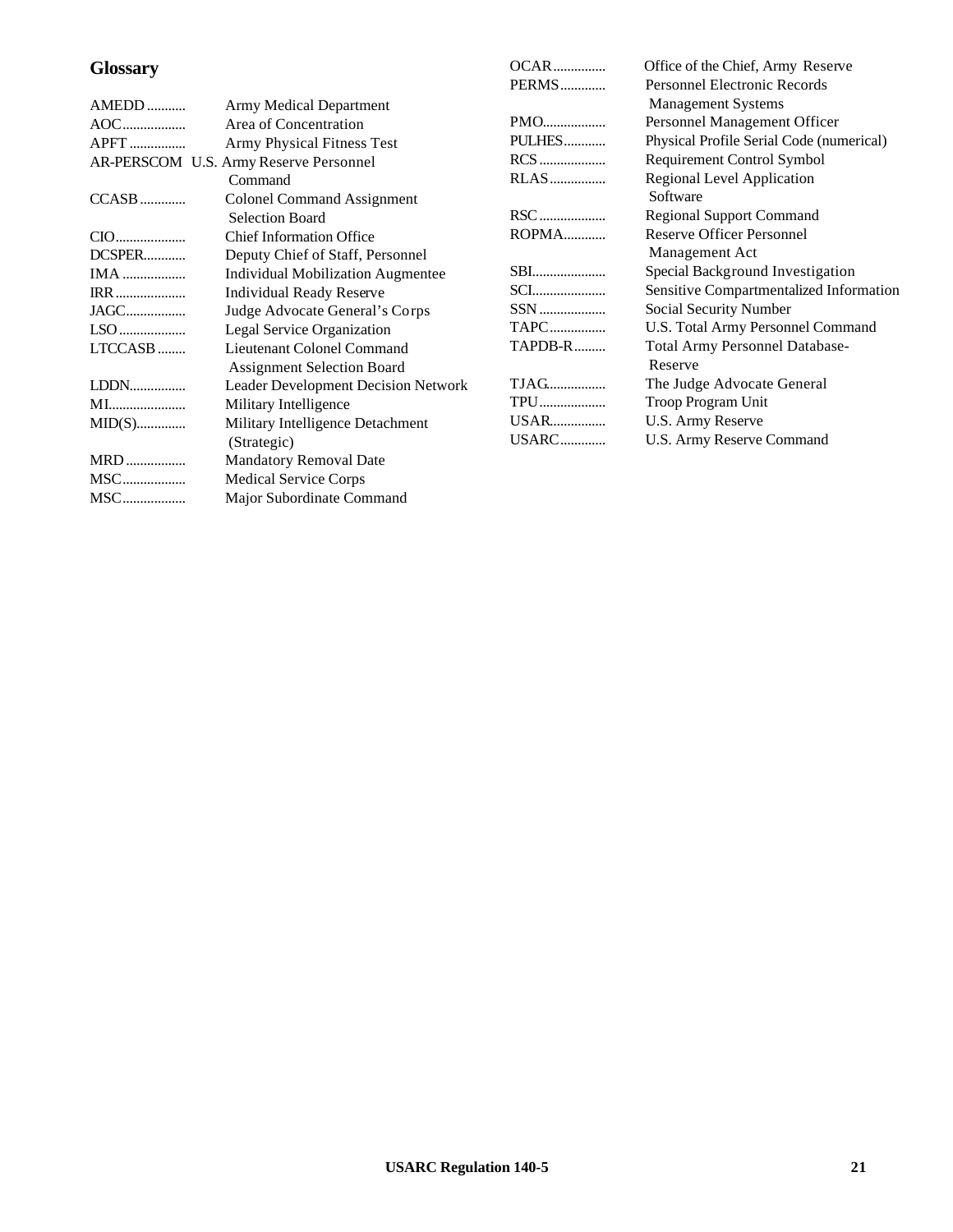## Glossary

AMEDD ........... Army Medical Department

AOC.................. Area of Concentration

APFT ................ Army Physical Fitness Test

AR-PERSCOM U.S. Army Reserve Personnel Command

CCASB ............. Colonel Command Assignment Selection Board

CIO.................... Chief Information Office

DCSPER............ Deputy Chief of Staff, Personnel

IMA .................. Individual Mobilization Augmentee

IRR .................... Individual Ready Reserve

JAGC................. Judge Advocate General's Corps

LSO ................... Legal Service Organization

LTCCASB ........ Lieutenant Colonel Command Assignment Selection Board

LDDN................ Leader Development Decision Network

MI...................... Military Intelligence

MID(S).............. Military Intelligence Detachment (Strategic)

MRD ................. Mandatory Removal Date

MSC.................. Medical Service Corps

MSC.................. Major Subordinate Command

OCAR ............... Office of the Chief, Army Reserve

PERMS ............. Personnel Electronic Records Management Systems

PMO.................. Personnel Management Officer

PULHES............ Physical Profile Serial Code (numerical)

RCS ................... Requirement Control Symbol

RLAS ................ Regional Level Application Software

RSC ................... Regional Support Command

ROPMA............ Reserve Officer Personnel Management Act

SBI..................... Special Background Investigation

SCI..................... Sensitive Compartmentalized Information

SSN ................... Social Security Number

TAPC ................ U.S. Total Army Personnel Command

TAPDB-R ......... Total Army Personnel Database-Reserve

TJAG................. The Judge Advocate General

TPU ................... Troop Program Unit

USAR................ U.S. Army Reserve

USARC............. U.S. Army Reserve Command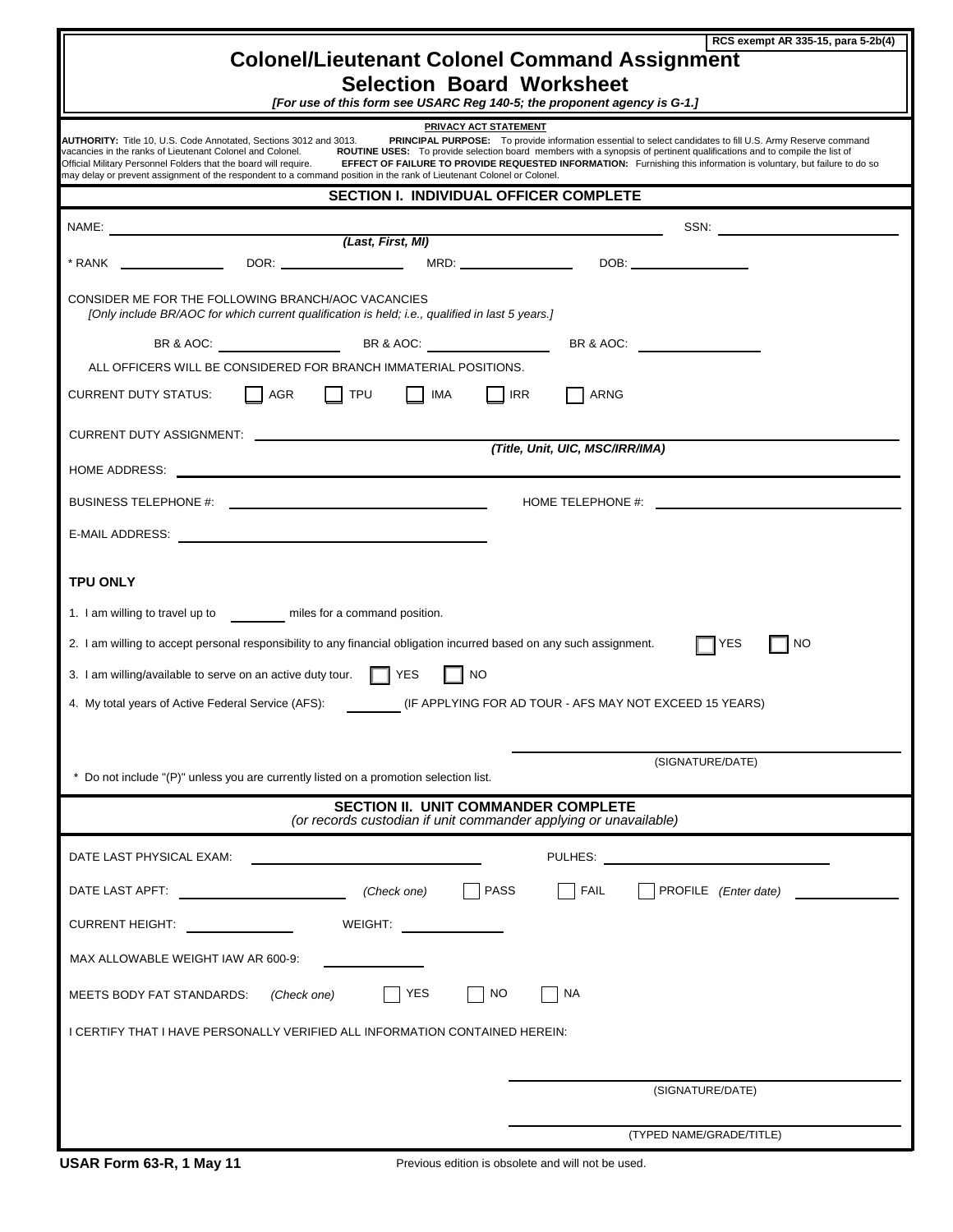RCS exempt AR 335-15, para 5-2b(4)

# Colonel/Lieutenant Colonel Command Assignment Selection Board Worksheet

*[For use of this form see USARC Reg 140-5; the proponent agency is G-1.]*

**PRIVACY ACT STATEMENT**

**AUTHORITY:** Title 10, U.S. Code Annotated, Sections 3012 and 3013. **PRINCIPAL PURPOSE:** To provide information essential to select candidates to fill U.S. Army Reserve command vacancies in the ranks of Lieutenant Colonel and Colonel. **ROUTINE USES:** To provide selection board members with a synopsis of pertinent qualifications and to compile the list of Official Military Personnel Folders that the board will require. **EFFECT OF FAILURE TO PROVIDE REQUESTED INFORMATION:** Furnishing this information is voluntary, but failure to do so may delay or prevent assignment of the respondent to a command position in the rank of Lieutenant Colonel or Colonel.

## SECTION I. INDIVIDUAL OFFICER COMPLETE

NAME: ______________________________ SSN: ______________
*(Last, First, MI)*

* RANK __________ DOR: __________ MRD: __________ DOB: __________

CONSIDER ME FOR THE FOLLOWING BRANCH/AOC VACANCIES
*[Only include BR/AOC for which current qualification is held; i.e., qualified in last 5 years.]*

BR & AOC: __________ BR & AOC: __________ BR & AOC: __________

ALL OFFICERS WILL BE CONSIDERED FOR BRANCH IMMATERIAL POSITIONS.

CURRENT DUTY STATUS: ☐ AGR ☐ TPU ☐ IMA ☐ IRR ☐ ARNG

CURRENT DUTY ASSIGNMENT: ______________________________
*(Title, Unit, UIC, MSC/IRR/IMA)*

HOME ADDRESS: ______________________________

BUSINESS TELEPHONE #: ______________ HOME TELEPHONE #: ______________

E-MAIL ADDRESS: ______________

**TPU ONLY**

1. I am willing to travel up to ________ miles for a command position.
2. I am willing to accept personal responsibility to any financial obligation incurred based on any such assignment. ☐ YES ☐ NO
3. I am willing/available to serve on an active duty tour. ☐ YES ☐ NO
4. My total years of Active Federal Service (AFS): ________ (IF APPLYING FOR AD TOUR - AFS MAY NOT EXCEED 15 YEARS)

______________________________
(SIGNATURE/DATE)

* Do not include "(P)" unless you are currently listed on a promotion selection list.

## SECTION II. UNIT COMMANDER COMPLETE

*(or records custodian if unit commander applying or unavailable)*

DATE LAST PHYSICAL EXAM: ______________ PULHES: ______________

DATE LAST APFT: ______________ *(Check one)* ☐ PASS ☐ FAIL ☐ PROFILE *(Enter date)* __________

CURRENT HEIGHT: __________ WEIGHT: __________

MAX ALLOWABLE WEIGHT IAW AR 600-9: __________

MEETS BODY FAT STANDARDS: *(Check one)* ☐ YES ☐ NO ☐ NA

I CERTIFY THAT I HAVE PERSONALLY VERIFIED ALL INFORMATION CONTAINED HEREIN:

______________________________
(SIGNATURE/DATE)

______________________________
(TYPED NAME/GRADE/TITLE)

**USAR Form 63-R, 1 May 11** Previous edition is obsolete and will not be used.